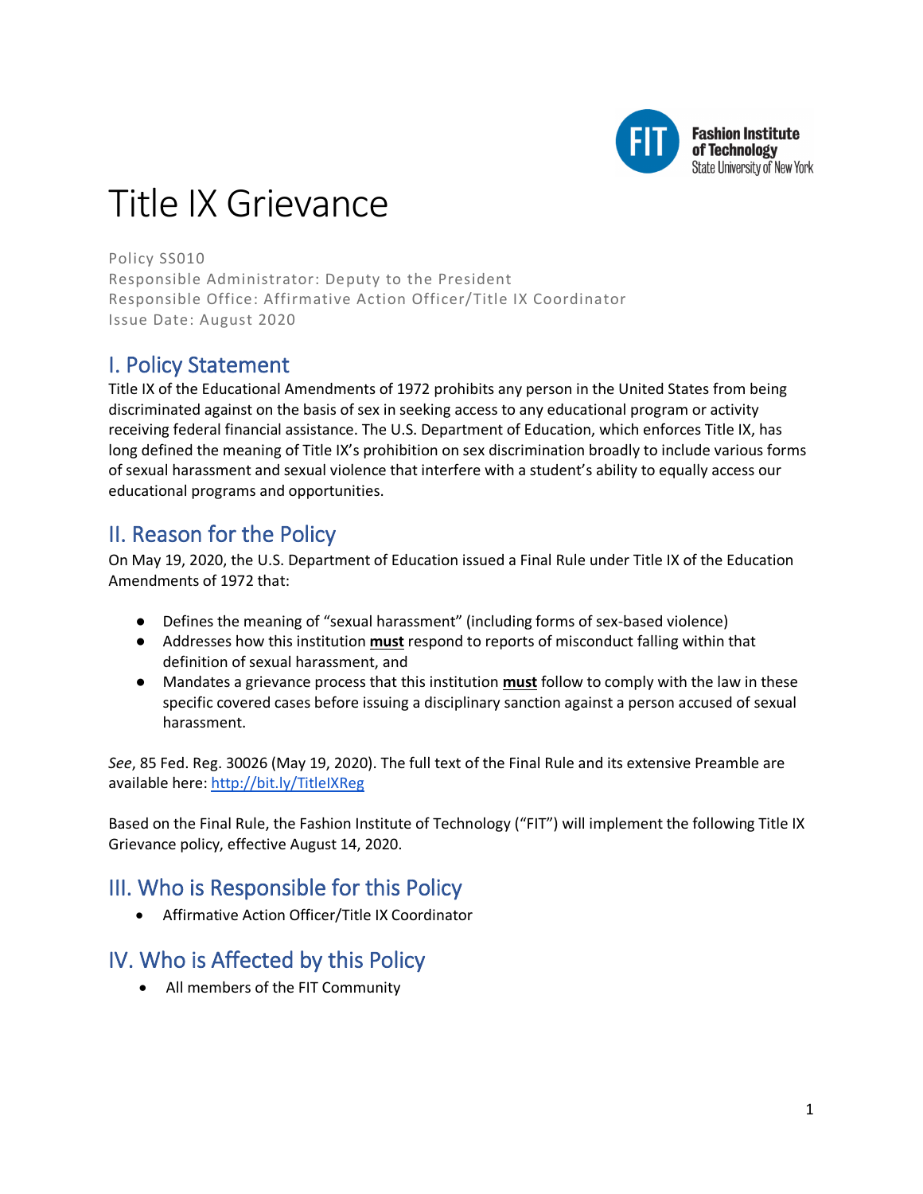# Title IX Grievance

Policy SS010
Responsible Administrator: Deputy to the President
Responsible Office: Affirmative Action Officer/Title IX Coordinator
Issue Date: August 2020

## I. Policy Statement

Title IX of the Educational Amendments of 1972 prohibits any person in the United States from being discriminated against on the basis of sex in seeking access to any educational program or activity receiving federal financial assistance. The U.S. Department of Education, which enforces Title IX, has long defined the meaning of Title IX's prohibition on sex discrimination broadly to include various forms of sexual harassment and sexual violence that interfere with a student's ability to equally access our educational programs and opportunities.

## II. Reason for the Policy

On May 19, 2020, the U.S. Department of Education issued a Final Rule under Title IX of the Education Amendments of 1972 that:

- Defines the meaning of "sexual harassment" (including forms of sex-based violence)
- Addresses how this institution **must** respond to reports of misconduct falling within that definition of sexual harassment, and
- Mandates a grievance process that this institution **must** follow to comply with the law in these specific covered cases before issuing a disciplinary sanction against a person accused of sexual harassment.

*See*, 85 Fed. Reg. 30026 (May 19, 2020). The full text of the Final Rule and its extensive Preamble are available here: http://bit.ly/TitleIXReg

Based on the Final Rule, the Fashion Institute of Technology ("FIT") will implement the following Title IX Grievance policy, effective August 14, 2020.

## III. Who is Responsible for this Policy

- Affirmative Action Officer/Title IX Coordinator

## IV. Who is Affected by this Policy

- All members of the FIT Community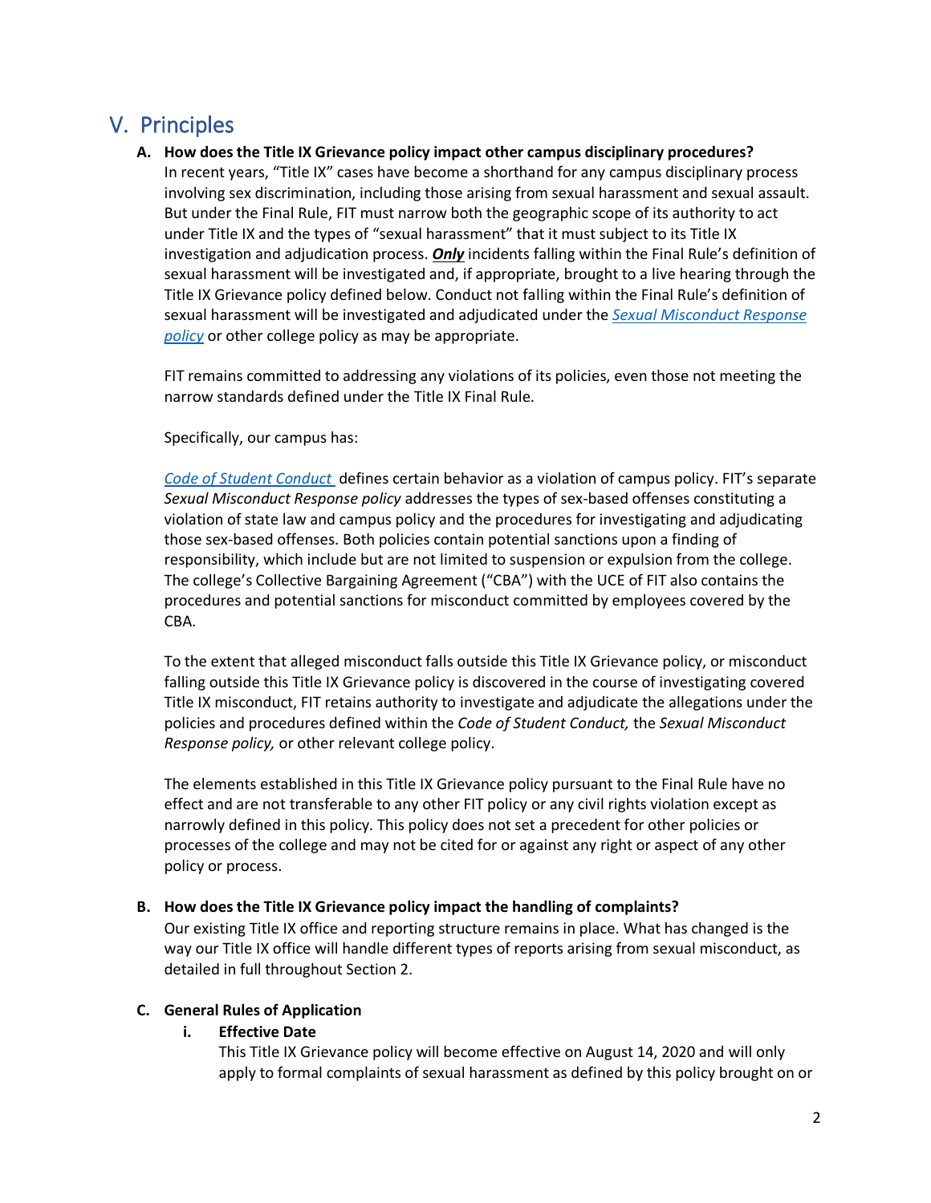## V. Principles

**A. How does the Title IX Grievance policy impact other campus disciplinary procedures?**

In recent years, "Title IX" cases have become a shorthand for any campus disciplinary process involving sex discrimination, including those arising from sexual harassment and sexual assault. But under the Final Rule, FIT must narrow both the geographic scope of its authority to act under Title IX and the types of "sexual harassment" that it must subject to its Title IX investigation and adjudication process. ***Only*** incidents falling within the Final Rule's definition of sexual harassment will be investigated and, if appropriate, brought to a live hearing through the Title IX Grievance policy defined below. Conduct not falling within the Final Rule's definition of sexual harassment will be investigated and adjudicated under the *Sexual Misconduct Response policy* or other college policy as may be appropriate.

FIT remains committed to addressing any violations of its policies, even those not meeting the narrow standards defined under the Title IX Final Rule.

Specifically, our campus has:

*Code of Student Conduct* defines certain behavior as a violation of campus policy. FIT's separate *Sexual Misconduct Response policy* addresses the types of sex-based offenses constituting a violation of state law and campus policy and the procedures for investigating and adjudicating those sex-based offenses. Both policies contain potential sanctions upon a finding of responsibility, which include but are not limited to suspension or expulsion from the college. The college's Collective Bargaining Agreement ("CBA") with the UCE of FIT also contains the procedures and potential sanctions for misconduct committed by employees covered by the CBA.

To the extent that alleged misconduct falls outside this Title IX Grievance policy, or misconduct falling outside this Title IX Grievance policy is discovered in the course of investigating covered Title IX misconduct, FIT retains authority to investigate and adjudicate the allegations under the policies and procedures defined within the *Code of Student Conduct,* the *Sexual Misconduct Response policy,* or other relevant college policy.

The elements established in this Title IX Grievance policy pursuant to the Final Rule have no effect and are not transferable to any other FIT policy or any civil rights violation except as narrowly defined in this policy. This policy does not set a precedent for other policies or processes of the college and may not be cited for or against any right or aspect of any other policy or process.

**B. How does the Title IX Grievance policy impact the handling of complaints?**

Our existing Title IX office and reporting structure remains in place. What has changed is the way our Title IX office will handle different types of reports arising from sexual misconduct, as detailed in full throughout Section 2.

**C. General Rules of Application**

**i. Effective Date**

This Title IX Grievance policy will become effective on August 14, 2020 and will only apply to formal complaints of sexual harassment as defined by this policy brought on or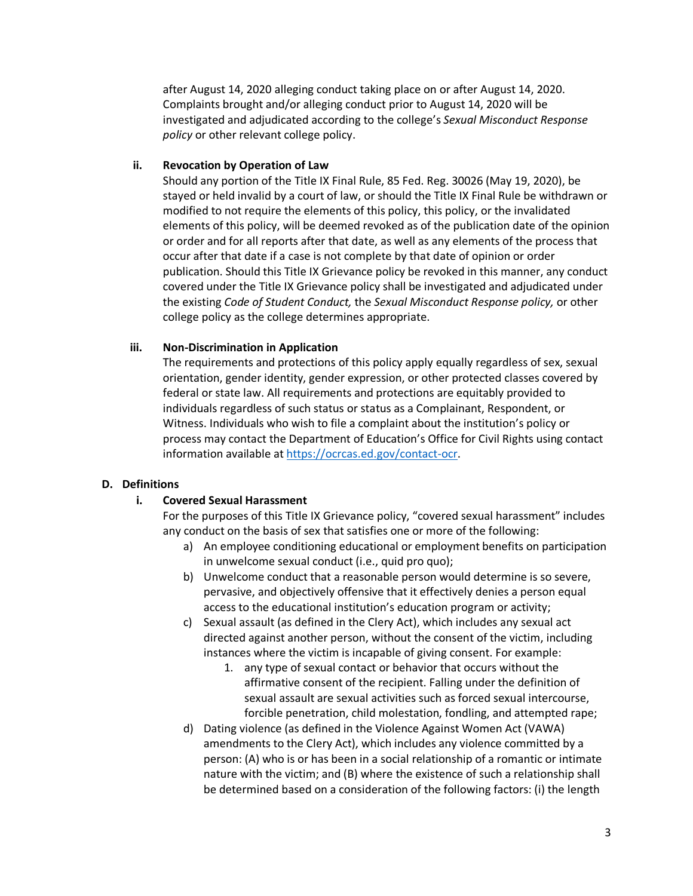after August 14, 2020 alleging conduct taking place on or after August 14, 2020. Complaints brought and/or alleging conduct prior to August 14, 2020 will be investigated and adjudicated according to the college's *Sexual Misconduct Response policy* or other relevant college policy.

**ii. Revocation by Operation of Law**

Should any portion of the Title IX Final Rule, 85 Fed. Reg. 30026 (May 19, 2020), be stayed or held invalid by a court of law, or should the Title IX Final Rule be withdrawn or modified to not require the elements of this policy, this policy, or the invalidated elements of this policy, will be deemed revoked as of the publication date of the opinion or order and for all reports after that date, as well as any elements of the process that occur after that date if a case is not complete by that date of opinion or order publication. Should this Title IX Grievance policy be revoked in this manner, any conduct covered under the Title IX Grievance policy shall be investigated and adjudicated under the existing *Code of Student Conduct,* the *Sexual Misconduct Response policy,* or other college policy as the college determines appropriate.

**iii. Non-Discrimination in Application**

The requirements and protections of this policy apply equally regardless of sex, sexual orientation, gender identity, gender expression, or other protected classes covered by federal or state law. All requirements and protections are equitably provided to individuals regardless of such status or status as a Complainant, Respondent, or Witness. Individuals who wish to file a complaint about the institution's policy or process may contact the Department of Education's Office for Civil Rights using contact information available at [https://ocrcas.ed.gov/contact-ocr](https://ocrcas.ed.gov/contact-ocr).

## D. Definitions

**i. Covered Sexual Harassment**

For the purposes of this Title IX Grievance policy, "covered sexual harassment" includes any conduct on the basis of sex that satisfies one or more of the following:

a) An employee conditioning educational or employment benefits on participation in unwelcome sexual conduct (i.e., quid pro quo);
b) Unwelcome conduct that a reasonable person would determine is so severe, pervasive, and objectively offensive that it effectively denies a person equal access to the educational institution's education program or activity;
c) Sexual assault (as defined in the Clery Act), which includes any sexual act directed against another person, without the consent of the victim, including instances where the victim is incapable of giving consent. For example:
    1. any type of sexual contact or behavior that occurs without the affirmative consent of the recipient. Falling under the definition of sexual assault are sexual activities such as forced sexual intercourse, forcible penetration, child molestation, fondling, and attempted rape;
d) Dating violence (as defined in the Violence Against Women Act (VAWA) amendments to the Clery Act), which includes any violence committed by a person: (A) who is or has been in a social relationship of a romantic or intimate nature with the victim; and (B) where the existence of such a relationship shall be determined based on a consideration of the following factors: (i) the length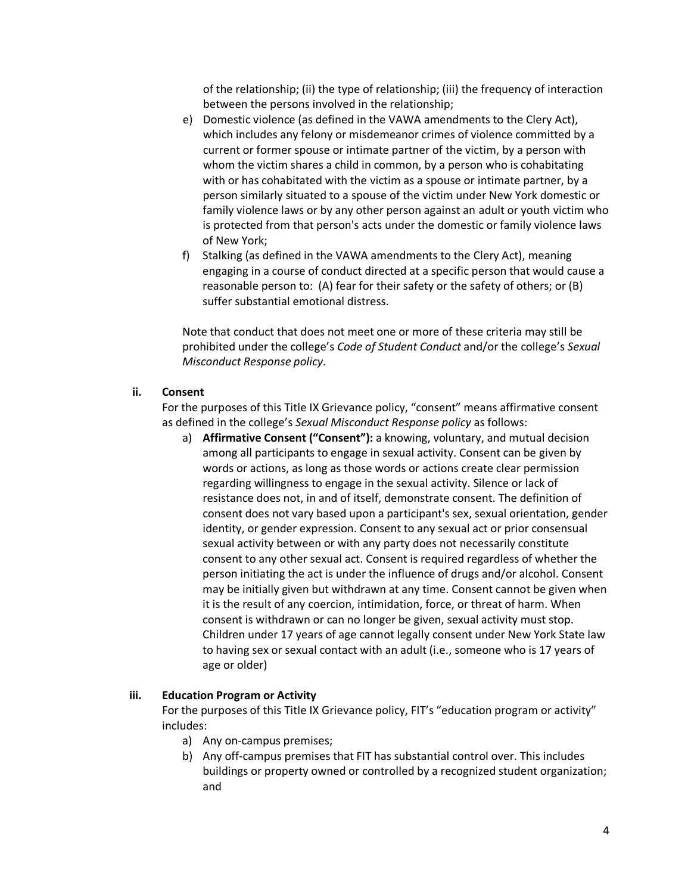of the relationship; (ii) the type of relationship; (iii) the frequency of interaction between the persons involved in the relationship;

e) Domestic violence (as defined in the VAWA amendments to the Clery Act), which includes any felony or misdemeanor crimes of violence committed by a current or former spouse or intimate partner of the victim, by a person with whom the victim shares a child in common, by a person who is cohabitating with or has cohabitated with the victim as a spouse or intimate partner, by a person similarly situated to a spouse of the victim under New York domestic or family violence laws or by any other person against an adult or youth victim who is protected from that person's acts under the domestic or family violence laws of New York;
f) Stalking (as defined in the VAWA amendments to the Clery Act), meaning engaging in a course of conduct directed at a specific person that would cause a reasonable person to: (A) fear for their safety or the safety of others; or (B) suffer substantial emotional distress.

Note that conduct that does not meet one or more of these criteria may still be prohibited under the college's *Code of Student Conduct* and/or the college's *Sexual Misconduct Response policy*.

**ii. Consent**

For the purposes of this Title IX Grievance policy, "consent" means affirmative consent as defined in the college's *Sexual Misconduct Response policy* as follows:

a) **Affirmative Consent ("Consent"):** a knowing, voluntary, and mutual decision among all participants to engage in sexual activity. Consent can be given by words or actions, as long as those words or actions create clear permission regarding willingness to engage in the sexual activity. Silence or lack of resistance does not, in and of itself, demonstrate consent. The definition of consent does not vary based upon a participant's sex, sexual orientation, gender identity, or gender expression. Consent to any sexual act or prior consensual sexual activity between or with any party does not necessarily constitute consent to any other sexual act. Consent is required regardless of whether the person initiating the act is under the influence of drugs and/or alcohol. Consent may be initially given but withdrawn at any time. Consent cannot be given when it is the result of any coercion, intimidation, force, or threat of harm. When consent is withdrawn or can no longer be given, sexual activity must stop. Children under 17 years of age cannot legally consent under New York State law to having sex or sexual contact with an adult (i.e., someone who is 17 years of age or older)

**iii. Education Program or Activity**

For the purposes of this Title IX Grievance policy, FIT's "education program or activity" includes:

a) Any on-campus premises;
b) Any off-campus premises that FIT has substantial control over. This includes buildings or property owned or controlled by a recognized student organization; and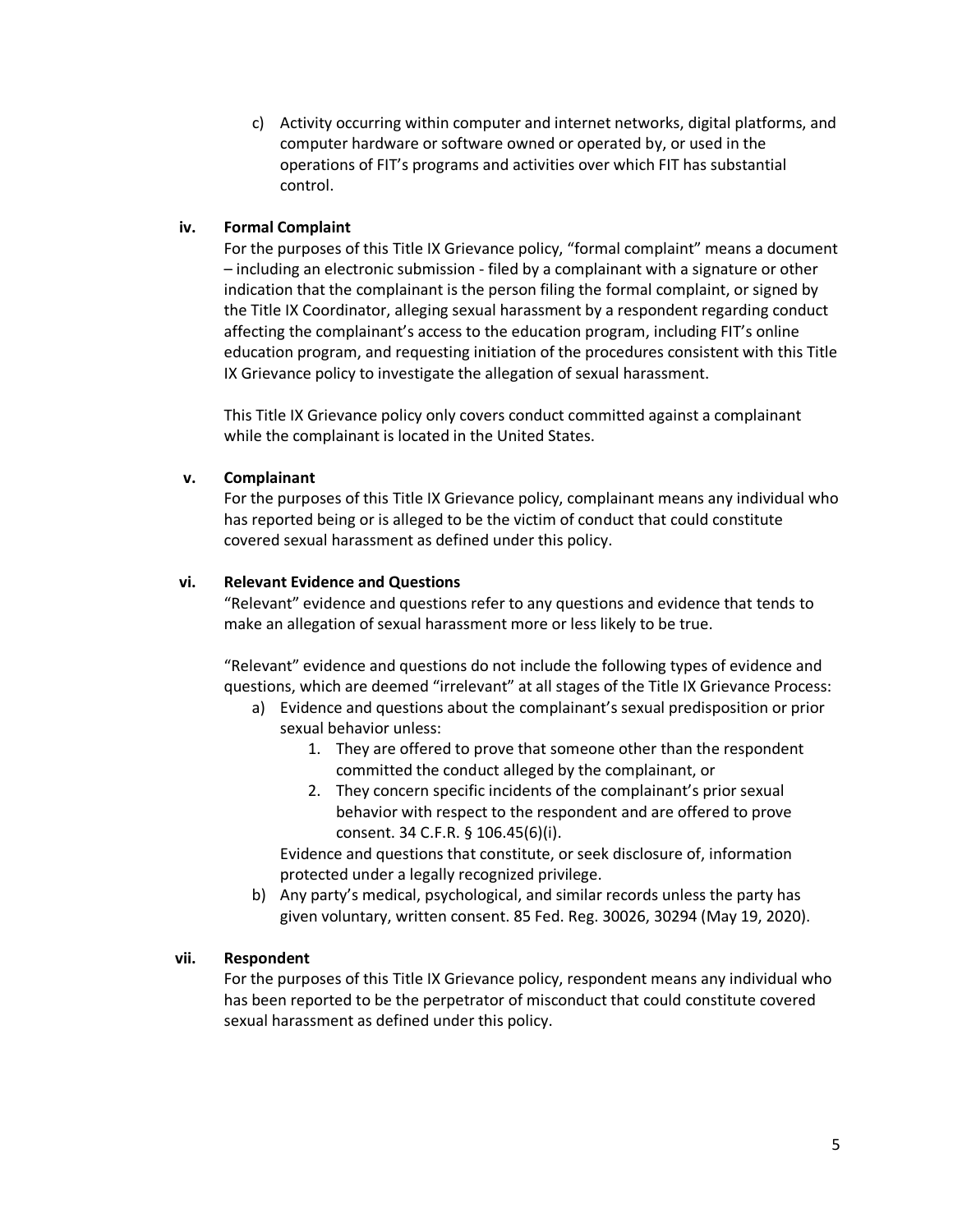c) Activity occurring within computer and internet networks, digital platforms, and computer hardware or software owned or operated by, or used in the operations of FIT's programs and activities over which FIT has substantial control.

**iv. Formal Complaint**

For the purposes of this Title IX Grievance policy, "formal complaint" means a document – including an electronic submission - filed by a complainant with a signature or other indication that the complainant is the person filing the formal complaint, or signed by the Title IX Coordinator, alleging sexual harassment by a respondent regarding conduct affecting the complainant's access to the education program, including FIT's online education program, and requesting initiation of the procedures consistent with this Title IX Grievance policy to investigate the allegation of sexual harassment.

This Title IX Grievance policy only covers conduct committed against a complainant while the complainant is located in the United States.

**v. Complainant**

For the purposes of this Title IX Grievance policy, complainant means any individual who has reported being or is alleged to be the victim of conduct that could constitute covered sexual harassment as defined under this policy.

**vi. Relevant Evidence and Questions**

"Relevant" evidence and questions refer to any questions and evidence that tends to make an allegation of sexual harassment more or less likely to be true.

"Relevant" evidence and questions do not include the following types of evidence and questions, which are deemed "irrelevant" at all stages of the Title IX Grievance Process:

a) Evidence and questions about the complainant's sexual predisposition or prior sexual behavior unless:
   1. They are offered to prove that someone other than the respondent committed the conduct alleged by the complainant, or
   2. They concern specific incidents of the complainant's prior sexual behavior with respect to the respondent and are offered to prove consent. 34 C.F.R. § 106.45(6)(i).

   Evidence and questions that constitute, or seek disclosure of, information protected under a legally recognized privilege.
b) Any party's medical, psychological, and similar records unless the party has given voluntary, written consent. 85 Fed. Reg. 30026, 30294 (May 19, 2020).

**vii. Respondent**

For the purposes of this Title IX Grievance policy, respondent means any individual who has been reported to be the perpetrator of misconduct that could constitute covered sexual harassment as defined under this policy.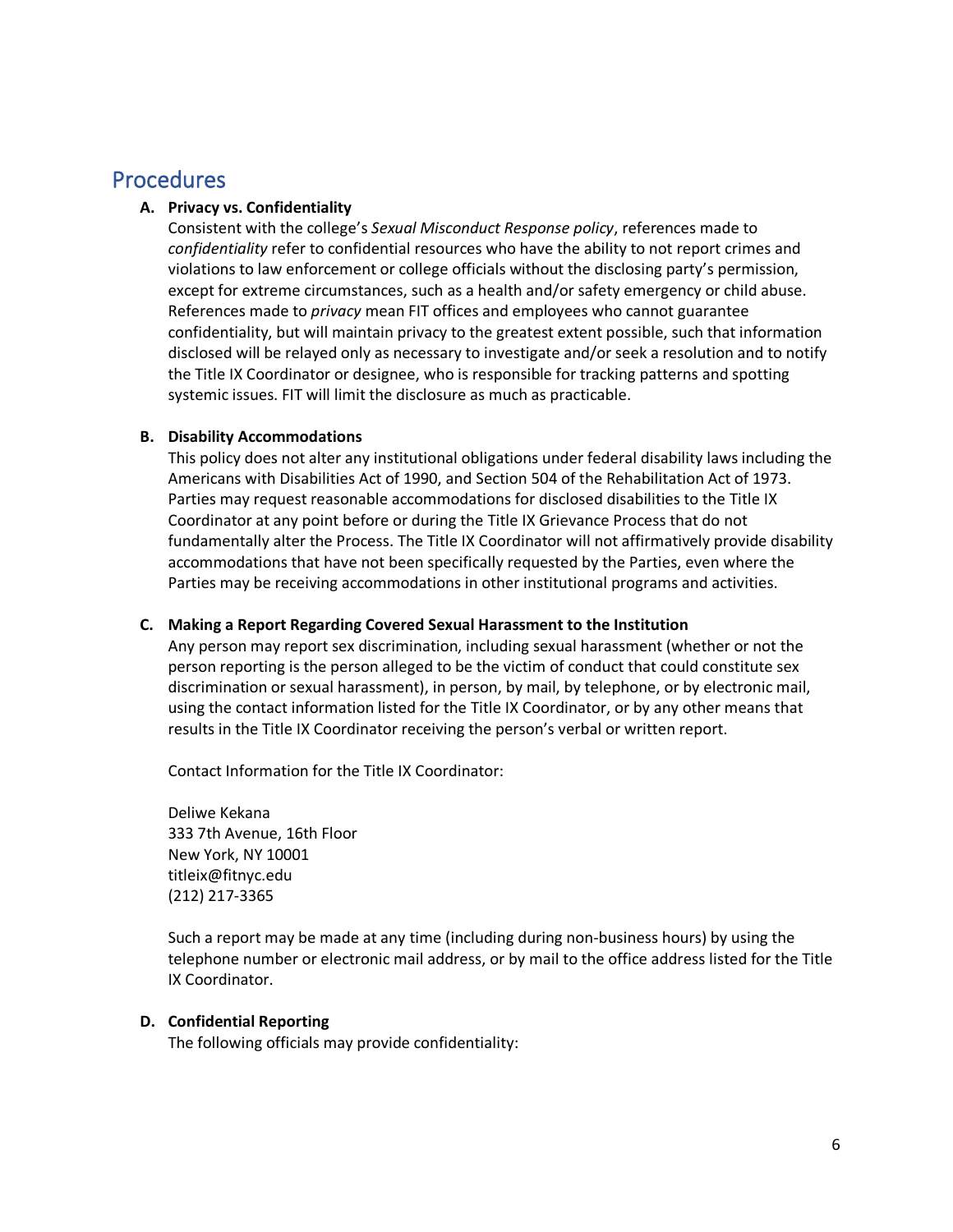## Procedures

**A. Privacy vs. Confidentiality**

Consistent with the college's *Sexual Misconduct Response policy*, references made to *confidentiality* refer to confidential resources who have the ability to not report crimes and violations to law enforcement or college officials without the disclosing party's permission, except for extreme circumstances, such as a health and/or safety emergency or child abuse. References made to *privacy* mean FIT offices and employees who cannot guarantee confidentiality, but will maintain privacy to the greatest extent possible, such that information disclosed will be relayed only as necessary to investigate and/or seek a resolution and to notify the Title IX Coordinator or designee, who is responsible for tracking patterns and spotting systemic issues. FIT will limit the disclosure as much as practicable.

**B. Disability Accommodations**

This policy does not alter any institutional obligations under federal disability laws including the Americans with Disabilities Act of 1990, and Section 504 of the Rehabilitation Act of 1973. Parties may request reasonable accommodations for disclosed disabilities to the Title IX Coordinator at any point before or during the Title IX Grievance Process that do not fundamentally alter the Process. The Title IX Coordinator will not affirmatively provide disability accommodations that have not been specifically requested by the Parties, even where the Parties may be receiving accommodations in other institutional programs and activities.

**C. Making a Report Regarding Covered Sexual Harassment to the Institution**

Any person may report sex discrimination, including sexual harassment (whether or not the person reporting is the person alleged to be the victim of conduct that could constitute sex discrimination or sexual harassment), in person, by mail, by telephone, or by electronic mail, using the contact information listed for the Title IX Coordinator, or by any other means that results in the Title IX Coordinator receiving the person's verbal or written report.

Contact Information for the Title IX Coordinator:

Deliwe Kekana
333 7th Avenue, 16th Floor
New York, NY 10001
titleix@fitnyc.edu
(212) 217-3365

Such a report may be made at any time (including during non-business hours) by using the telephone number or electronic mail address, or by mail to the office address listed for the Title IX Coordinator.

**D. Confidential Reporting**

The following officials may provide confidentiality: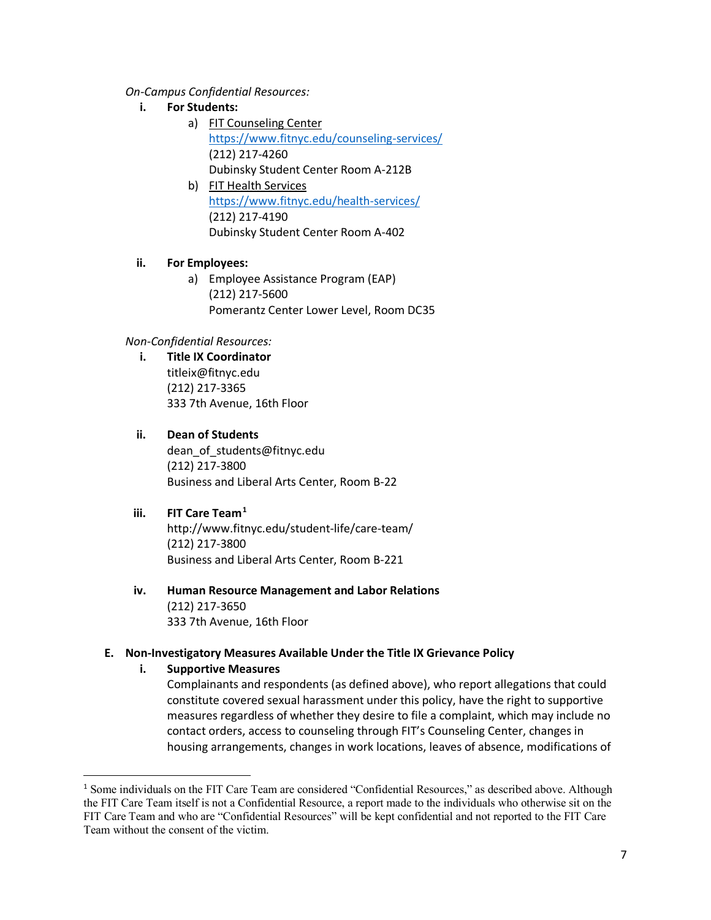*On-Campus Confidential Resources:*

i. **For Students:**

a) FIT Counseling Center
https://www.fitnyc.edu/counseling-services/
(212) 217-4260
Dubinsky Student Center Room A-212B

b) FIT Health Services
https://www.fitnyc.edu/health-services/
(212) 217-4190
Dubinsky Student Center Room A-402

ii. **For Employees:**

a) Employee Assistance Program (EAP)
(212) 217-5600
Pomerantz Center Lower Level, Room DC35

*Non-Confidential Resources:*

i. **Title IX Coordinator**
titleix@fitnyc.edu
(212) 217-3365
333 7th Avenue, 16th Floor

ii. **Dean of Students**
dean_of_students@fitnyc.edu
(212) 217-3800
Business and Liberal Arts Center, Room B-22

iii. **FIT Care Team**[1]
http://www.fitnyc.edu/student-life/care-team/
(212) 217-3800
Business and Liberal Arts Center, Room B-221

iv. **Human Resource Management and Labor Relations**
(212) 217-3650
333 7th Avenue, 16th Floor

**E. Non-Investigatory Measures Available Under the Title IX Grievance Policy**

i. **Supportive Measures**

Complainants and respondents (as defined above), who report allegations that could constitute covered sexual harassment under this policy, have the right to supportive measures regardless of whether they desire to file a complaint, which may include no contact orders, access to counseling through FIT's Counseling Center, changes in housing arrangements, changes in work locations, leaves of absence, modifications of

---

[1] Some individuals on the FIT Care Team are considered "Confidential Resources," as described above. Although the FIT Care Team itself is not a Confidential Resource, a report made to the individuals who otherwise sit on the FIT Care Team and who are "Confidential Resources" will be kept confidential and not reported to the FIT Care Team without the consent of the victim.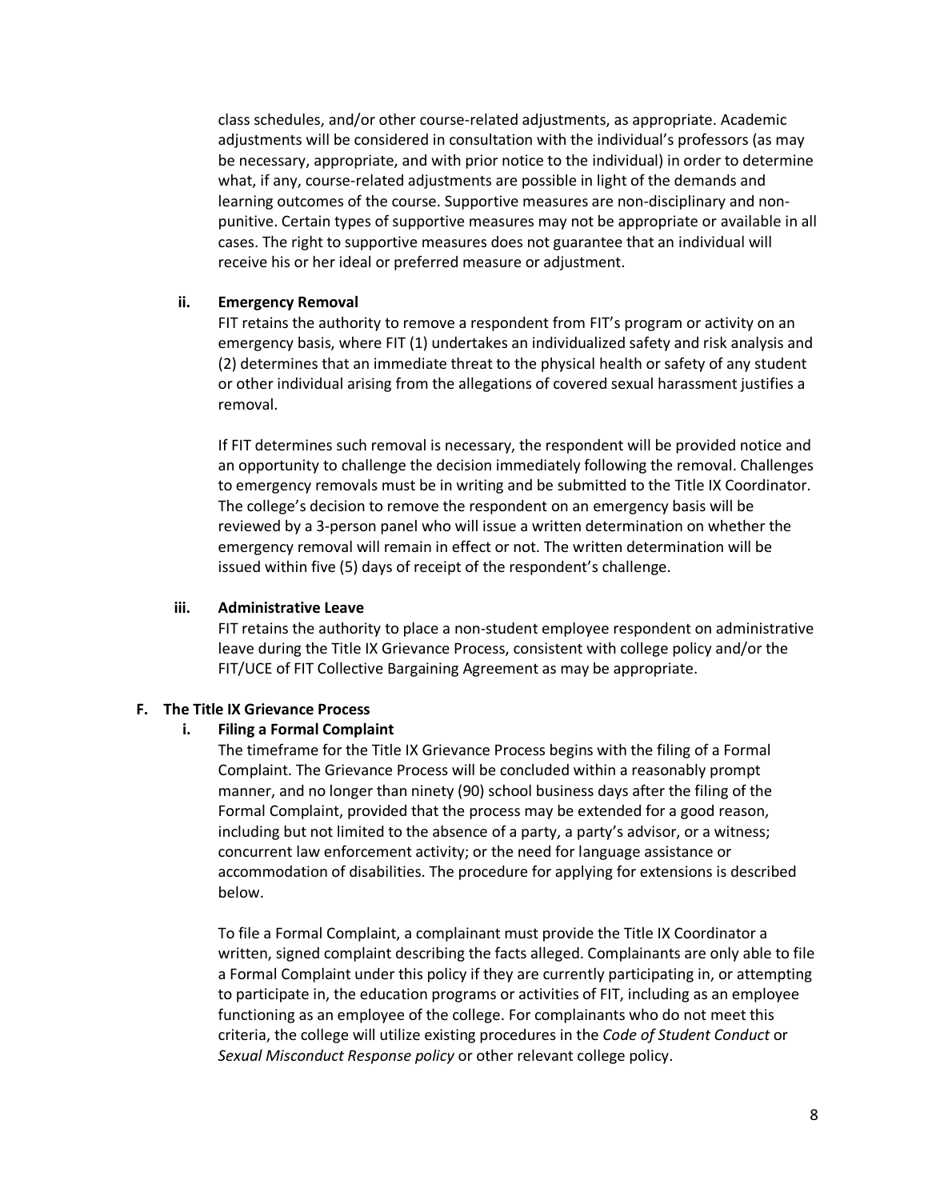class schedules, and/or other course-related adjustments, as appropriate. Academic adjustments will be considered in consultation with the individual's professors (as may be necessary, appropriate, and with prior notice to the individual) in order to determine what, if any, course-related adjustments are possible in light of the demands and learning outcomes of the course. Supportive measures are non-disciplinary and non-punitive. Certain types of supportive measures may not be appropriate or available in all cases. The right to supportive measures does not guarantee that an individual will receive his or her ideal or preferred measure or adjustment.

#### ii. Emergency Removal

FIT retains the authority to remove a respondent from FIT's program or activity on an emergency basis, where FIT (1) undertakes an individualized safety and risk analysis and (2) determines that an immediate threat to the physical health or safety of any student or other individual arising from the allegations of covered sexual harassment justifies a removal.

If FIT determines such removal is necessary, the respondent will be provided notice and an opportunity to challenge the decision immediately following the removal. Challenges to emergency removals must be in writing and be submitted to the Title IX Coordinator. The college's decision to remove the respondent on an emergency basis will be reviewed by a 3-person panel who will issue a written determination on whether the emergency removal will remain in effect or not. The written determination will be issued within five (5) days of receipt of the respondent's challenge.

#### iii. Administrative Leave

FIT retains the authority to place a non-student employee respondent on administrative leave during the Title IX Grievance Process, consistent with college policy and/or the FIT/UCE of FIT Collective Bargaining Agreement as may be appropriate.

### F. The Title IX Grievance Process

#### i. Filing a Formal Complaint

The timeframe for the Title IX Grievance Process begins with the filing of a Formal Complaint. The Grievance Process will be concluded within a reasonably prompt manner, and no longer than ninety (90) school business days after the filing of the Formal Complaint, provided that the process may be extended for a good reason, including but not limited to the absence of a party, a party's advisor, or a witness; concurrent law enforcement activity; or the need for language assistance or accommodation of disabilities. The procedure for applying for extensions is described below.

To file a Formal Complaint, a complainant must provide the Title IX Coordinator a written, signed complaint describing the facts alleged. Complainants are only able to file a Formal Complaint under this policy if they are currently participating in, or attempting to participate in, the education programs or activities of FIT, including as an employee functioning as an employee of the college. For complainants who do not meet this criteria, the college will utilize existing procedures in the *Code of Student Conduct* or *Sexual Misconduct Response policy* or other relevant college policy.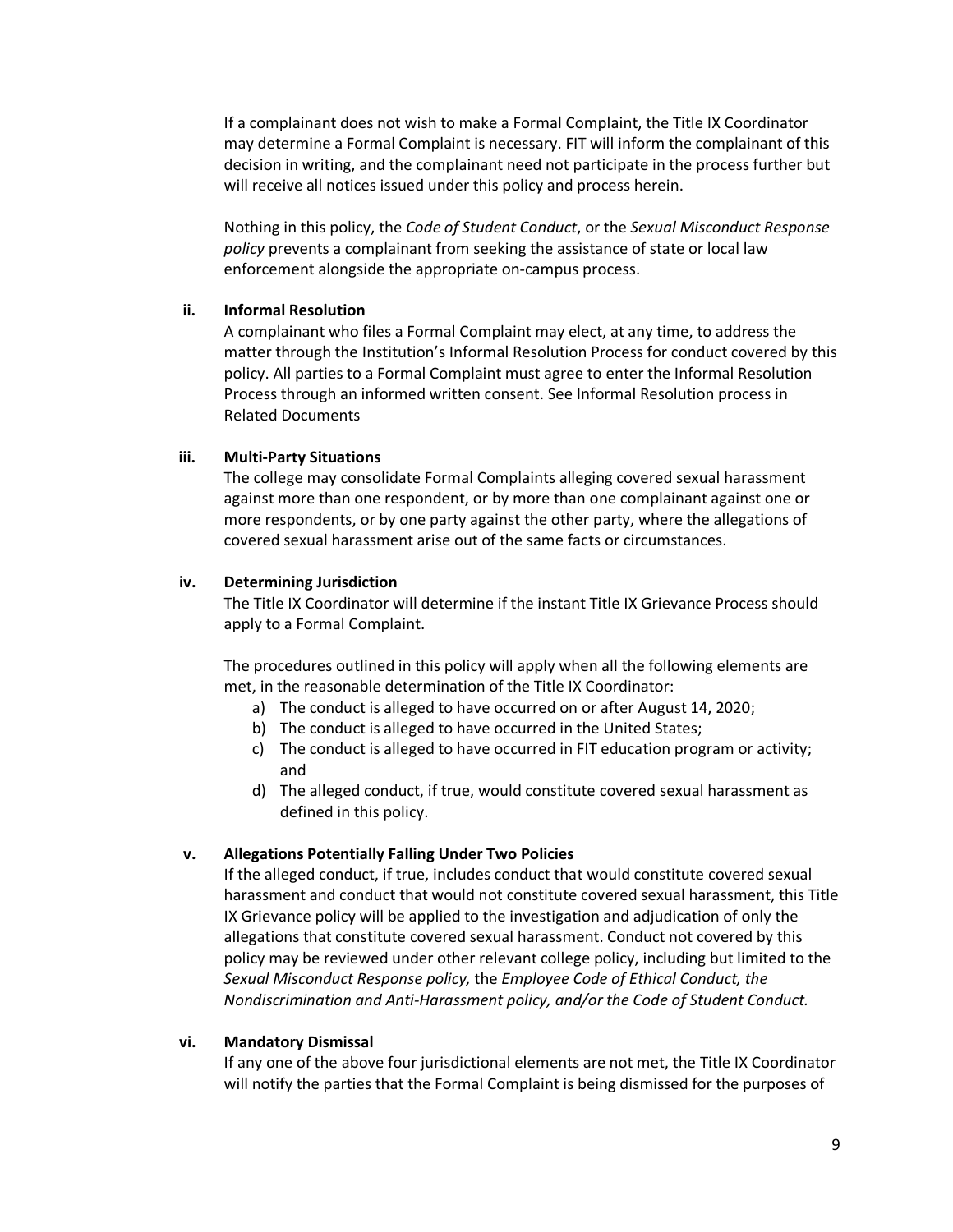If a complainant does not wish to make a Formal Complaint, the Title IX Coordinator may determine a Formal Complaint is necessary. FIT will inform the complainant of this decision in writing, and the complainant need not participate in the process further but will receive all notices issued under this policy and process herein.

Nothing in this policy, the *Code of Student Conduct*, or the *Sexual Misconduct Response policy* prevents a complainant from seeking the assistance of state or local law enforcement alongside the appropriate on-campus process.

**ii. Informal Resolution**

A complainant who files a Formal Complaint may elect, at any time, to address the matter through the Institution's Informal Resolution Process for conduct covered by this policy. All parties to a Formal Complaint must agree to enter the Informal Resolution Process through an informed written consent. See Informal Resolution process in Related Documents

**iii. Multi-Party Situations**

The college may consolidate Formal Complaints alleging covered sexual harassment against more than one respondent, or by more than one complainant against one or more respondents, or by one party against the other party, where the allegations of covered sexual harassment arise out of the same facts or circumstances.

**iv. Determining Jurisdiction**

The Title IX Coordinator will determine if the instant Title IX Grievance Process should apply to a Formal Complaint.

The procedures outlined in this policy will apply when all the following elements are met, in the reasonable determination of the Title IX Coordinator:

a) The conduct is alleged to have occurred on or after August 14, 2020;
b) The conduct is alleged to have occurred in the United States;
c) The conduct is alleged to have occurred in FIT education program or activity; and
d) The alleged conduct, if true, would constitute covered sexual harassment as defined in this policy.

**v. Allegations Potentially Falling Under Two Policies**

If the alleged conduct, if true, includes conduct that would constitute covered sexual harassment and conduct that would not constitute covered sexual harassment, this Title IX Grievance policy will be applied to the investigation and adjudication of only the allegations that constitute covered sexual harassment. Conduct not covered by this policy may be reviewed under other relevant college policy, including but limited to the *Sexual Misconduct Response policy,* the *Employee Code of Ethical Conduct, the Nondiscrimination and Anti-Harassment policy, and/or the Code of Student Conduct.*

**vi. Mandatory Dismissal**

If any one of the above four jurisdictional elements are not met, the Title IX Coordinator will notify the parties that the Formal Complaint is being dismissed for the purposes of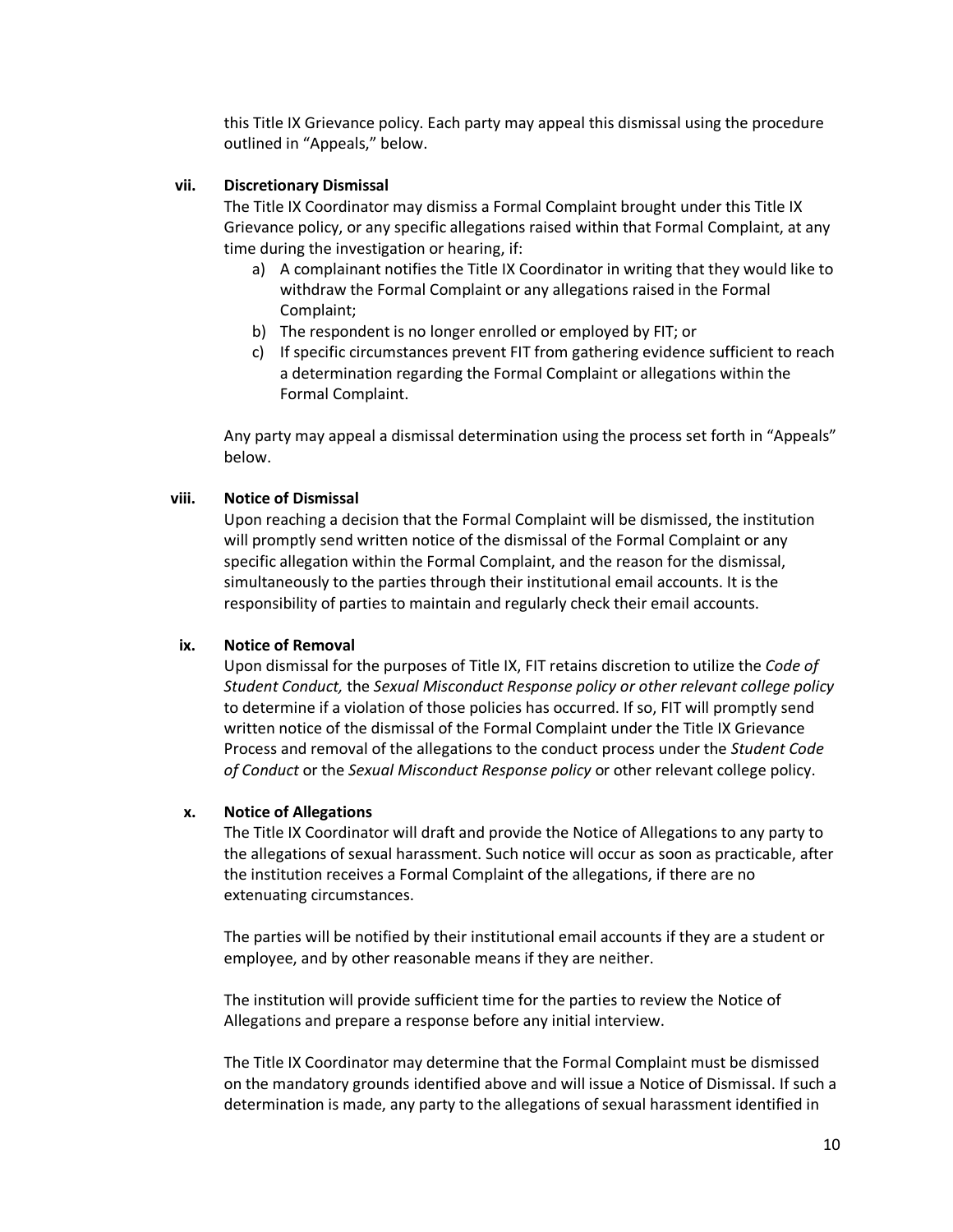this Title IX Grievance policy. Each party may appeal this dismissal using the procedure outlined in "Appeals," below.

**vii. Discretionary Dismissal**

The Title IX Coordinator may dismiss a Formal Complaint brought under this Title IX Grievance policy, or any specific allegations raised within that Formal Complaint, at any time during the investigation or hearing, if:

a) A complainant notifies the Title IX Coordinator in writing that they would like to withdraw the Formal Complaint or any allegations raised in the Formal Complaint;
b) The respondent is no longer enrolled or employed by FIT; or
c) If specific circumstances prevent FIT from gathering evidence sufficient to reach a determination regarding the Formal Complaint or allegations within the Formal Complaint.

Any party may appeal a dismissal determination using the process set forth in "Appeals" below.

**viii. Notice of Dismissal**

Upon reaching a decision that the Formal Complaint will be dismissed, the institution will promptly send written notice of the dismissal of the Formal Complaint or any specific allegation within the Formal Complaint, and the reason for the dismissal, simultaneously to the parties through their institutional email accounts. It is the responsibility of parties to maintain and regularly check their email accounts.

**ix. Notice of Removal**

Upon dismissal for the purposes of Title IX, FIT retains discretion to utilize the *Code of Student Conduct,* the *Sexual Misconduct Response policy or other relevant college policy* to determine if a violation of those policies has occurred. If so, FIT will promptly send written notice of the dismissal of the Formal Complaint under the Title IX Grievance Process and removal of the allegations to the conduct process under the *Student Code of Conduct* or the *Sexual Misconduct Response policy* or other relevant college policy.

**x. Notice of Allegations**

The Title IX Coordinator will draft and provide the Notice of Allegations to any party to the allegations of sexual harassment. Such notice will occur as soon as practicable, after the institution receives a Formal Complaint of the allegations, if there are no extenuating circumstances.

The parties will be notified by their institutional email accounts if they are a student or employee, and by other reasonable means if they are neither.

The institution will provide sufficient time for the parties to review the Notice of Allegations and prepare a response before any initial interview.

The Title IX Coordinator may determine that the Formal Complaint must be dismissed on the mandatory grounds identified above and will issue a Notice of Dismissal. If such a determination is made, any party to the allegations of sexual harassment identified in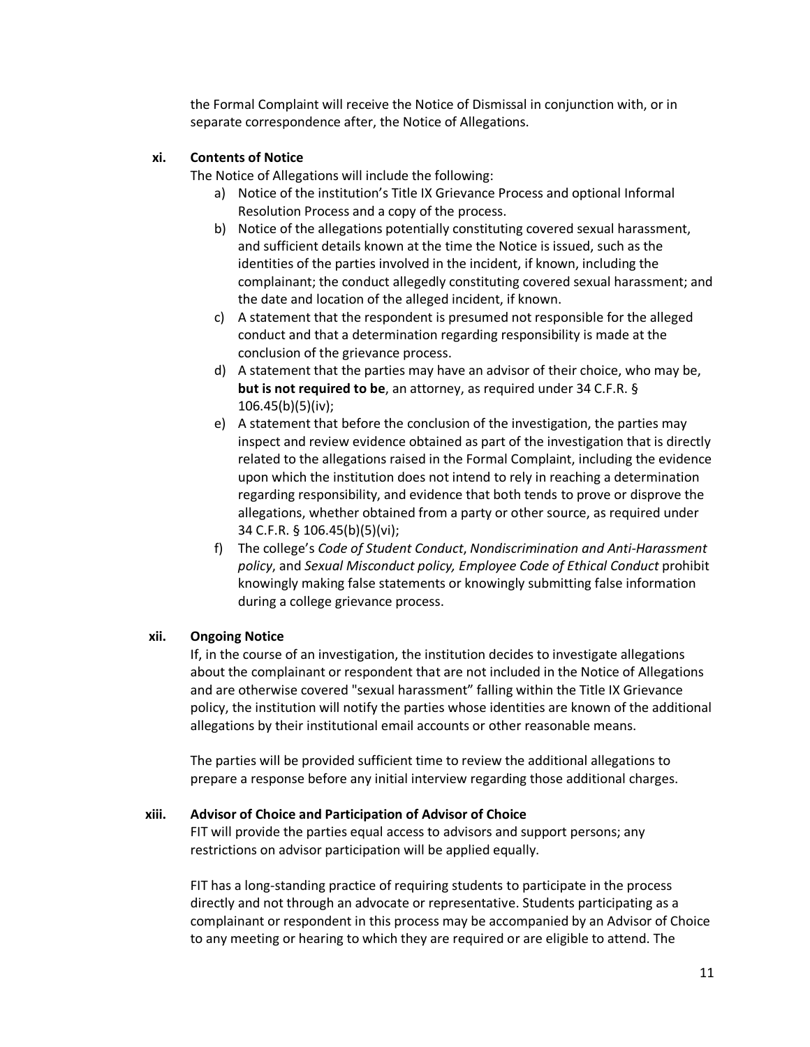the Formal Complaint will receive the Notice of Dismissal in conjunction with, or in separate correspondence after, the Notice of Allegations.

**xi. Contents of Notice**

The Notice of Allegations will include the following:

a) Notice of the institution's Title IX Grievance Process and optional Informal Resolution Process and a copy of the process.
b) Notice of the allegations potentially constituting covered sexual harassment, and sufficient details known at the time the Notice is issued, such as the identities of the parties involved in the incident, if known, including the complainant; the conduct allegedly constituting covered sexual harassment; and the date and location of the alleged incident, if known.
c) A statement that the respondent is presumed not responsible for the alleged conduct and that a determination regarding responsibility is made at the conclusion of the grievance process.
d) A statement that the parties may have an advisor of their choice, who may be, **but is not required to be**, an attorney, as required under 34 C.F.R. § 106.45(b)(5)(iv);
e) A statement that before the conclusion of the investigation, the parties may inspect and review evidence obtained as part of the investigation that is directly related to the allegations raised in the Formal Complaint, including the evidence upon which the institution does not intend to rely in reaching a determination regarding responsibility, and evidence that both tends to prove or disprove the allegations, whether obtained from a party or other source, as required under 34 C.F.R. § 106.45(b)(5)(vi);
f) The college's *Code of Student Conduct*, *Nondiscrimination and Anti-Harassment policy*, and *Sexual Misconduct policy, Employee Code of Ethical Conduct* prohibit knowingly making false statements or knowingly submitting false information during a college grievance process.

**xii. Ongoing Notice**

If, in the course of an investigation, the institution decides to investigate allegations about the complainant or respondent that are not included in the Notice of Allegations and are otherwise covered "sexual harassment" falling within the Title IX Grievance policy, the institution will notify the parties whose identities are known of the additional allegations by their institutional email accounts or other reasonable means.

The parties will be provided sufficient time to review the additional allegations to prepare a response before any initial interview regarding those additional charges.

**xiii. Advisor of Choice and Participation of Advisor of Choice**

FIT will provide the parties equal access to advisors and support persons; any restrictions on advisor participation will be applied equally.

FIT has a long-standing practice of requiring students to participate in the process directly and not through an advocate or representative. Students participating as a complainant or respondent in this process may be accompanied by an Advisor of Choice to any meeting or hearing to which they are required or are eligible to attend. The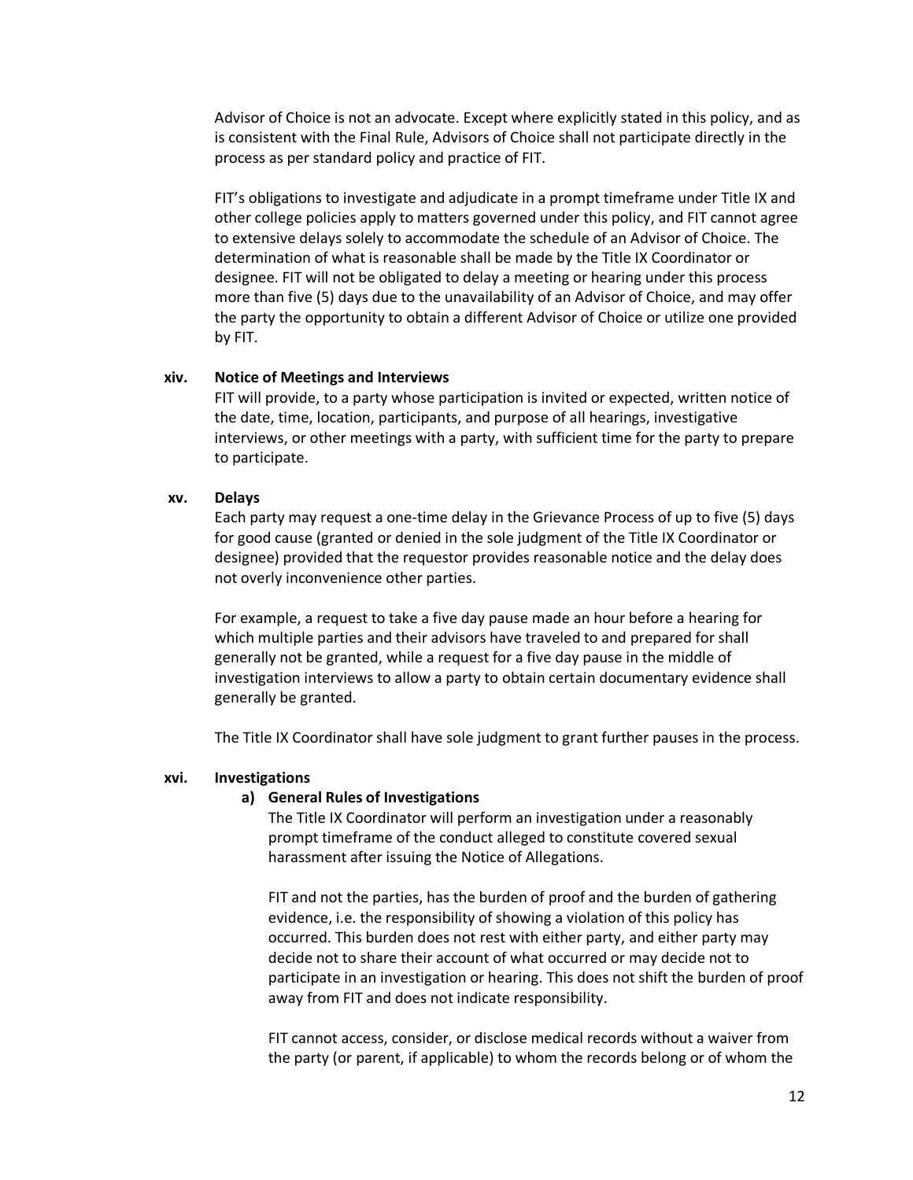Advisor of Choice is not an advocate. Except where explicitly stated in this policy, and as is consistent with the Final Rule, Advisors of Choice shall not participate directly in the process as per standard policy and practice of FIT.

FIT's obligations to investigate and adjudicate in a prompt timeframe under Title IX and other college policies apply to matters governed under this policy, and FIT cannot agree to extensive delays solely to accommodate the schedule of an Advisor of Choice. The determination of what is reasonable shall be made by the Title IX Coordinator or designee. FIT will not be obligated to delay a meeting or hearing under this process more than five (5) days due to the unavailability of an Advisor of Choice, and may offer the party the opportunity to obtain a different Advisor of Choice or utilize one provided by FIT.

**xiv. Notice of Meetings and Interviews**

FIT will provide, to a party whose participation is invited or expected, written notice of the date, time, location, participants, and purpose of all hearings, investigative interviews, or other meetings with a party, with sufficient time for the party to prepare to participate.

**xv. Delays**

Each party may request a one-time delay in the Grievance Process of up to five (5) days for good cause (granted or denied in the sole judgment of the Title IX Coordinator or designee) provided that the requestor provides reasonable notice and the delay does not overly inconvenience other parties.

For example, a request to take a five day pause made an hour before a hearing for which multiple parties and their advisors have traveled to and prepared for shall generally not be granted, while a request for a five day pause in the middle of investigation interviews to allow a party to obtain certain documentary evidence shall generally be granted.

The Title IX Coordinator shall have sole judgment to grant further pauses in the process.

**xvi. Investigations**

**a) General Rules of Investigations**

The Title IX Coordinator will perform an investigation under a reasonably prompt timeframe of the conduct alleged to constitute covered sexual harassment after issuing the Notice of Allegations.

FIT and not the parties, has the burden of proof and the burden of gathering evidence, i.e. the responsibility of showing a violation of this policy has occurred. This burden does not rest with either party, and either party may decide not to share their account of what occurred or may decide not to participate in an investigation or hearing. This does not shift the burden of proof away from FIT and does not indicate responsibility.

FIT cannot access, consider, or disclose medical records without a waiver from the party (or parent, if applicable) to whom the records belong or of whom the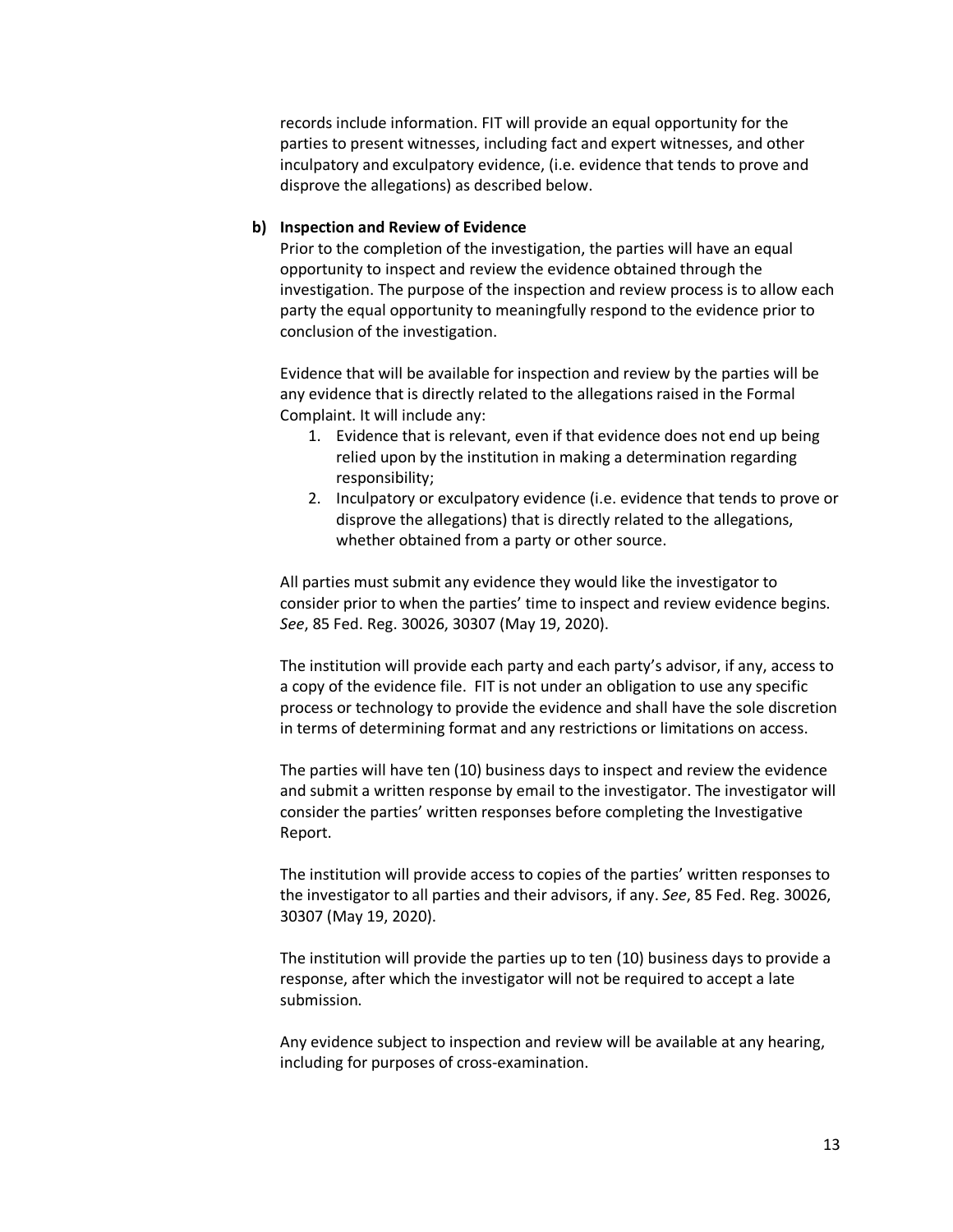records include information. FIT will provide an equal opportunity for the parties to present witnesses, including fact and expert witnesses, and other inculpatory and exculpatory evidence, (i.e. evidence that tends to prove and disprove the allegations) as described below.

**b) Inspection and Review of Evidence**

Prior to the completion of the investigation, the parties will have an equal opportunity to inspect and review the evidence obtained through the investigation. The purpose of the inspection and review process is to allow each party the equal opportunity to meaningfully respond to the evidence prior to conclusion of the investigation.

Evidence that will be available for inspection and review by the parties will be any evidence that is directly related to the allegations raised in the Formal Complaint. It will include any:

1. Evidence that is relevant, even if that evidence does not end up being relied upon by the institution in making a determination regarding responsibility;
2. Inculpatory or exculpatory evidence (i.e. evidence that tends to prove or disprove the allegations) that is directly related to the allegations, whether obtained from a party or other source.

All parties must submit any evidence they would like the investigator to consider prior to when the parties' time to inspect and review evidence begins. *See*, 85 Fed. Reg. 30026, 30307 (May 19, 2020).

The institution will provide each party and each party's advisor, if any, access to a copy of the evidence file. FIT is not under an obligation to use any specific process or technology to provide the evidence and shall have the sole discretion in terms of determining format and any restrictions or limitations on access.

The parties will have ten (10) business days to inspect and review the evidence and submit a written response by email to the investigator. The investigator will consider the parties' written responses before completing the Investigative Report.

The institution will provide access to copies of the parties' written responses to the investigator to all parties and their advisors, if any. *See*, 85 Fed. Reg. 30026, 30307 (May 19, 2020).

The institution will provide the parties up to ten (10) business days to provide a response, after which the investigator will not be required to accept a late submission.

Any evidence subject to inspection and review will be available at any hearing, including for purposes of cross-examination.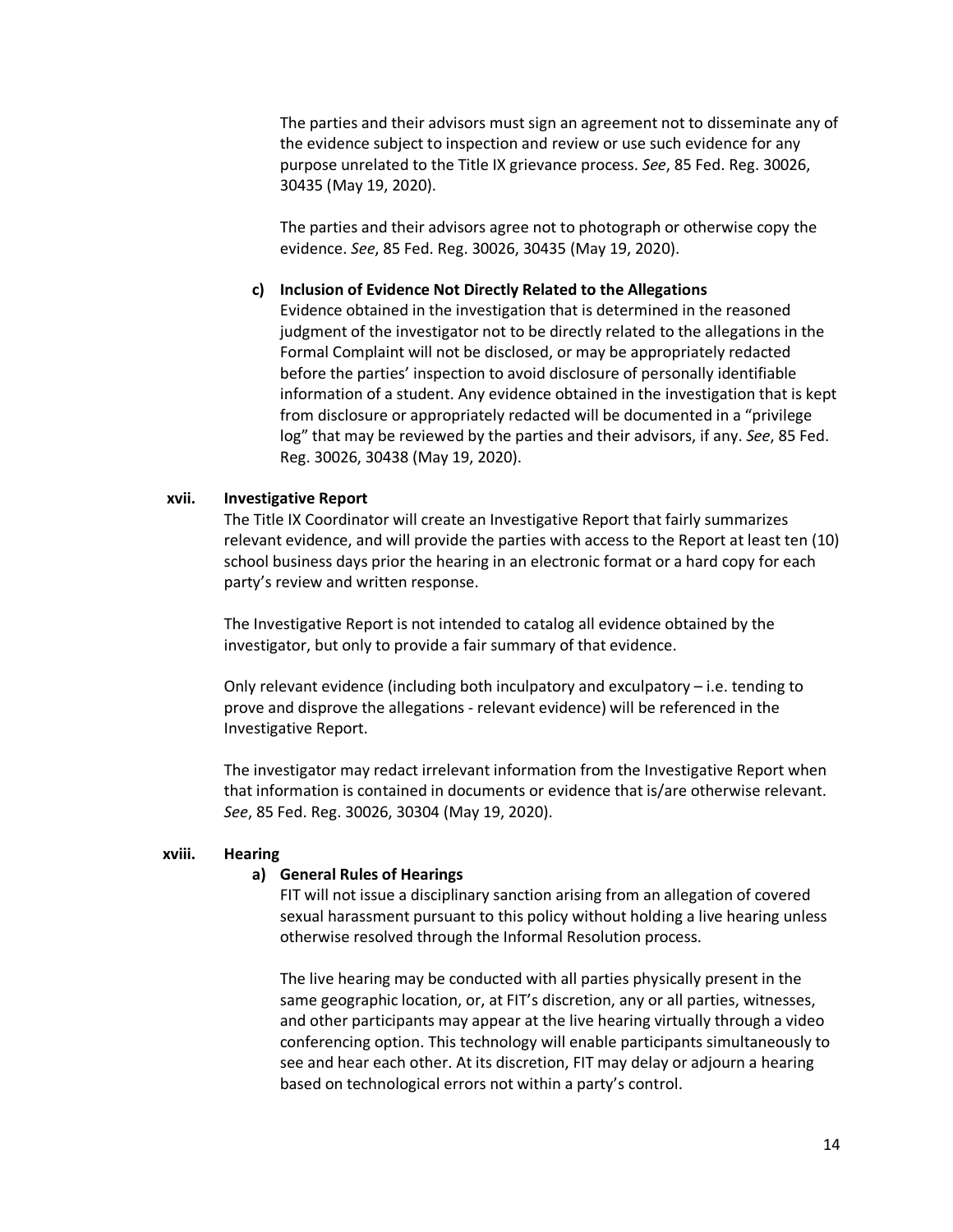The parties and their advisors must sign an agreement not to disseminate any of the evidence subject to inspection and review or use such evidence for any purpose unrelated to the Title IX grievance process. *See*, 85 Fed. Reg. 30026, 30435 (May 19, 2020).

The parties and their advisors agree not to photograph or otherwise copy the evidence. *See*, 85 Fed. Reg. 30026, 30435 (May 19, 2020).

**c) Inclusion of Evidence Not Directly Related to the Allegations**

Evidence obtained in the investigation that is determined in the reasoned judgment of the investigator not to be directly related to the allegations in the Formal Complaint will not be disclosed, or may be appropriately redacted before the parties' inspection to avoid disclosure of personally identifiable information of a student. Any evidence obtained in the investigation that is kept from disclosure or appropriately redacted will be documented in a "privilege log" that may be reviewed by the parties and their advisors, if any. *See*, 85 Fed. Reg. 30026, 30438 (May 19, 2020).

**xvii. Investigative Report**

The Title IX Coordinator will create an Investigative Report that fairly summarizes relevant evidence, and will provide the parties with access to the Report at least ten (10) school business days prior the hearing in an electronic format or a hard copy for each party's review and written response.

The Investigative Report is not intended to catalog all evidence obtained by the investigator, but only to provide a fair summary of that evidence.

Only relevant evidence (including both inculpatory and exculpatory – i.e. tending to prove and disprove the allegations - relevant evidence) will be referenced in the Investigative Report.

The investigator may redact irrelevant information from the Investigative Report when that information is contained in documents or evidence that is/are otherwise relevant. *See*, 85 Fed. Reg. 30026, 30304 (May 19, 2020).

**xviii. Hearing**

**a) General Rules of Hearings**

FIT will not issue a disciplinary sanction arising from an allegation of covered sexual harassment pursuant to this policy without holding a live hearing unless otherwise resolved through the Informal Resolution process.

The live hearing may be conducted with all parties physically present in the same geographic location, or, at FIT's discretion, any or all parties, witnesses, and other participants may appear at the live hearing virtually through a video conferencing option. This technology will enable participants simultaneously to see and hear each other. At its discretion, FIT may delay or adjourn a hearing based on technological errors not within a party's control.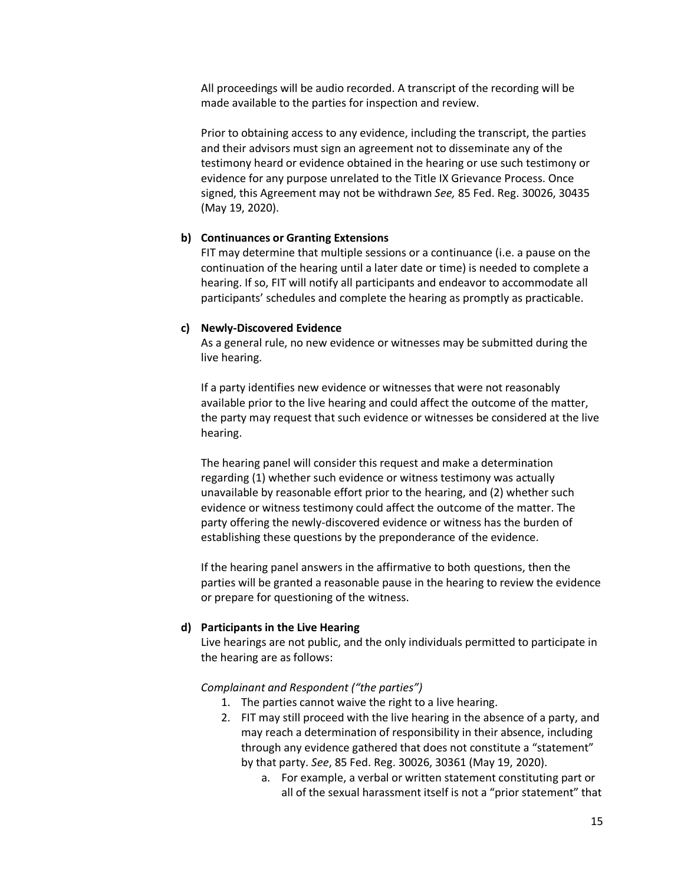All proceedings will be audio recorded. A transcript of the recording will be made available to the parties for inspection and review.

Prior to obtaining access to any evidence, including the transcript, the parties and their advisors must sign an agreement not to disseminate any of the testimony heard or evidence obtained in the hearing or use such testimony or evidence for any purpose unrelated to the Title IX Grievance Process. Once signed, this Agreement may not be withdrawn *See,* 85 Fed. Reg. 30026, 30435 (May 19, 2020).

**b) Continuances or Granting Extensions**

FIT may determine that multiple sessions or a continuance (i.e. a pause on the continuation of the hearing until a later date or time) is needed to complete a hearing. If so, FIT will notify all participants and endeavor to accommodate all participants' schedules and complete the hearing as promptly as practicable.

**c) Newly-Discovered Evidence**

As a general rule, no new evidence or witnesses may be submitted during the live hearing.

If a party identifies new evidence or witnesses that were not reasonably available prior to the live hearing and could affect the outcome of the matter, the party may request that such evidence or witnesses be considered at the live hearing.

The hearing panel will consider this request and make a determination regarding (1) whether such evidence or witness testimony was actually unavailable by reasonable effort prior to the hearing, and (2) whether such evidence or witness testimony could affect the outcome of the matter. The party offering the newly-discovered evidence or witness has the burden of establishing these questions by the preponderance of the evidence.

If the hearing panel answers in the affirmative to both questions, then the parties will be granted a reasonable pause in the hearing to review the evidence or prepare for questioning of the witness.

**d) Participants in the Live Hearing**

Live hearings are not public, and the only individuals permitted to participate in the hearing are as follows:

*Complainant and Respondent ("the parties")*

1. The parties cannot waive the right to a live hearing.
2. FIT may still proceed with the live hearing in the absence of a party, and may reach a determination of responsibility in their absence, including through any evidence gathered that does not constitute a "statement" by that party. *See*, 85 Fed. Reg. 30026, 30361 (May 19, 2020).
    a. For example, a verbal or written statement constituting part or all of the sexual harassment itself is not a "prior statement" that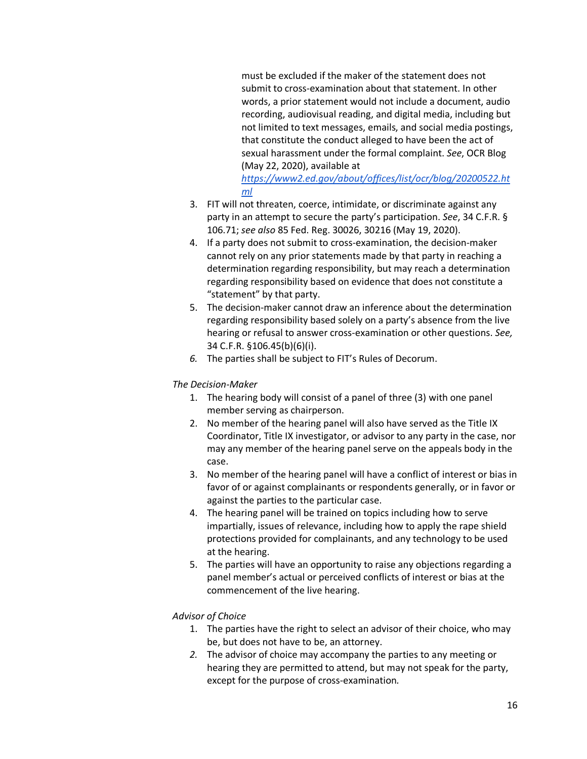must be excluded if the maker of the statement does not submit to cross-examination about that statement. In other words, a prior statement would not include a document, audio recording, audiovisual reading, and digital media, including but not limited to text messages, emails, and social media postings, that constitute the conduct alleged to have been the act of sexual harassment under the formal complaint. *See*, OCR Blog (May 22, 2020), available at [https://www2.ed.gov/about/offices/list/ocr/blog/20200522.html](https://www2.ed.gov/about/offices/list/ocr/blog/20200522.html)

3. FIT will not threaten, coerce, intimidate, or discriminate against any party in an attempt to secure the party's participation. *See*, 34 C.F.R. § 106.71; *see also* 85 Fed. Reg. 30026, 30216 (May 19, 2020).
4. If a party does not submit to cross-examination, the decision-maker cannot rely on any prior statements made by that party in reaching a determination regarding responsibility, but may reach a determination regarding responsibility based on evidence that does not constitute a "statement" by that party.
5. The decision-maker cannot draw an inference about the determination regarding responsibility based solely on a party's absence from the live hearing or refusal to answer cross-examination or other questions. *See,* 34 C.F.R. §106.45(b)(6)(i).
6. The parties shall be subject to FIT's Rules of Decorum.

*The Decision-Maker*

1. The hearing body will consist of a panel of three (3) with one panel member serving as chairperson.
2. No member of the hearing panel will also have served as the Title IX Coordinator, Title IX investigator, or advisor to any party in the case, nor may any member of the hearing panel serve on the appeals body in the case.
3. No member of the hearing panel will have a conflict of interest or bias in favor of or against complainants or respondents generally, or in favor or against the parties to the particular case.
4. The hearing panel will be trained on topics including how to serve impartially, issues of relevance, including how to apply the rape shield protections provided for complainants, and any technology to be used at the hearing.
5. The parties will have an opportunity to raise any objections regarding a panel member's actual or perceived conflicts of interest or bias at the commencement of the live hearing.

*Advisor of Choice*

1. The parties have the right to select an advisor of their choice, who may be, but does not have to be, an attorney.
2. The advisor of choice may accompany the parties to any meeting or hearing they are permitted to attend, but may not speak for the party, except for the purpose of cross-examination.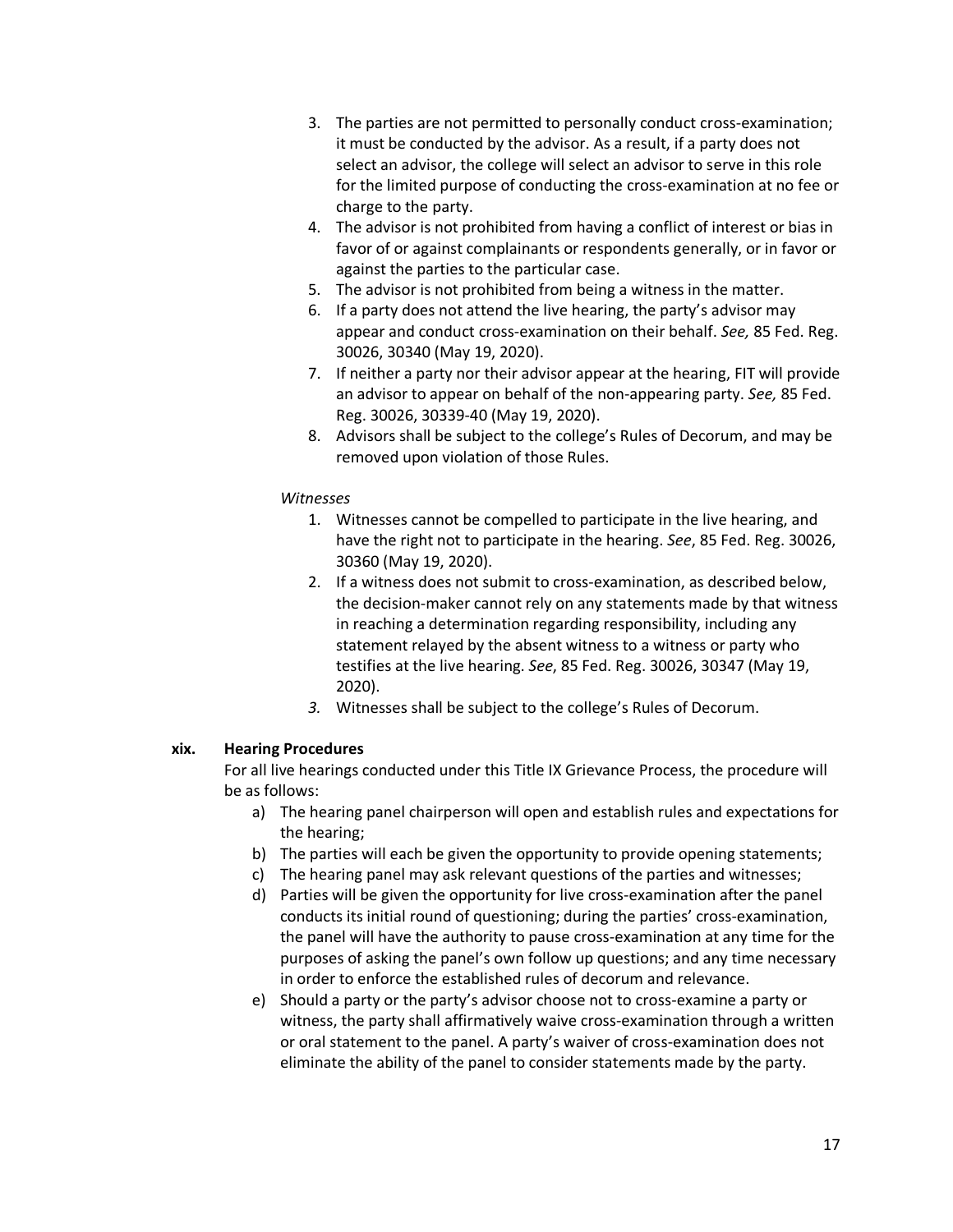3. The parties are not permitted to personally conduct cross-examination; it must be conducted by the advisor. As a result, if a party does not select an advisor, the college will select an advisor to serve in this role for the limited purpose of conducting the cross-examination at no fee or charge to the party.
4. The advisor is not prohibited from having a conflict of interest or bias in favor of or against complainants or respondents generally, or in favor or against the parties to the particular case.
5. The advisor is not prohibited from being a witness in the matter.
6. If a party does not attend the live hearing, the party's advisor may appear and conduct cross-examination on their behalf. *See,* 85 Fed. Reg. 30026, 30340 (May 19, 2020).
7. If neither a party nor their advisor appear at the hearing, FIT will provide an advisor to appear on behalf of the non-appearing party. *See,* 85 Fed. Reg. 30026, 30339-40 (May 19, 2020).
8. Advisors shall be subject to the college's Rules of Decorum, and may be removed upon violation of those Rules.

*Witnesses*

1. Witnesses cannot be compelled to participate in the live hearing, and have the right not to participate in the hearing. *See*, 85 Fed. Reg. 30026, 30360 (May 19, 2020).
2. If a witness does not submit to cross-examination, as described below, the decision-maker cannot rely on any statements made by that witness in reaching a determination regarding responsibility, including any statement relayed by the absent witness to a witness or party who testifies at the live hearing. *See*, 85 Fed. Reg. 30026, 30347 (May 19, 2020).
3. Witnesses shall be subject to the college's Rules of Decorum.

**xix. Hearing Procedures**

For all live hearings conducted under this Title IX Grievance Process, the procedure will be as follows:

a) The hearing panel chairperson will open and establish rules and expectations for the hearing;
b) The parties will each be given the opportunity to provide opening statements;
c) The hearing panel may ask relevant questions of the parties and witnesses;
d) Parties will be given the opportunity for live cross-examination after the panel conducts its initial round of questioning; during the parties' cross-examination, the panel will have the authority to pause cross-examination at any time for the purposes of asking the panel's own follow up questions; and any time necessary in order to enforce the established rules of decorum and relevance.
e) Should a party or the party's advisor choose not to cross-examine a party or witness, the party shall affirmatively waive cross-examination through a written or oral statement to the panel. A party's waiver of cross-examination does not eliminate the ability of the panel to consider statements made by the party.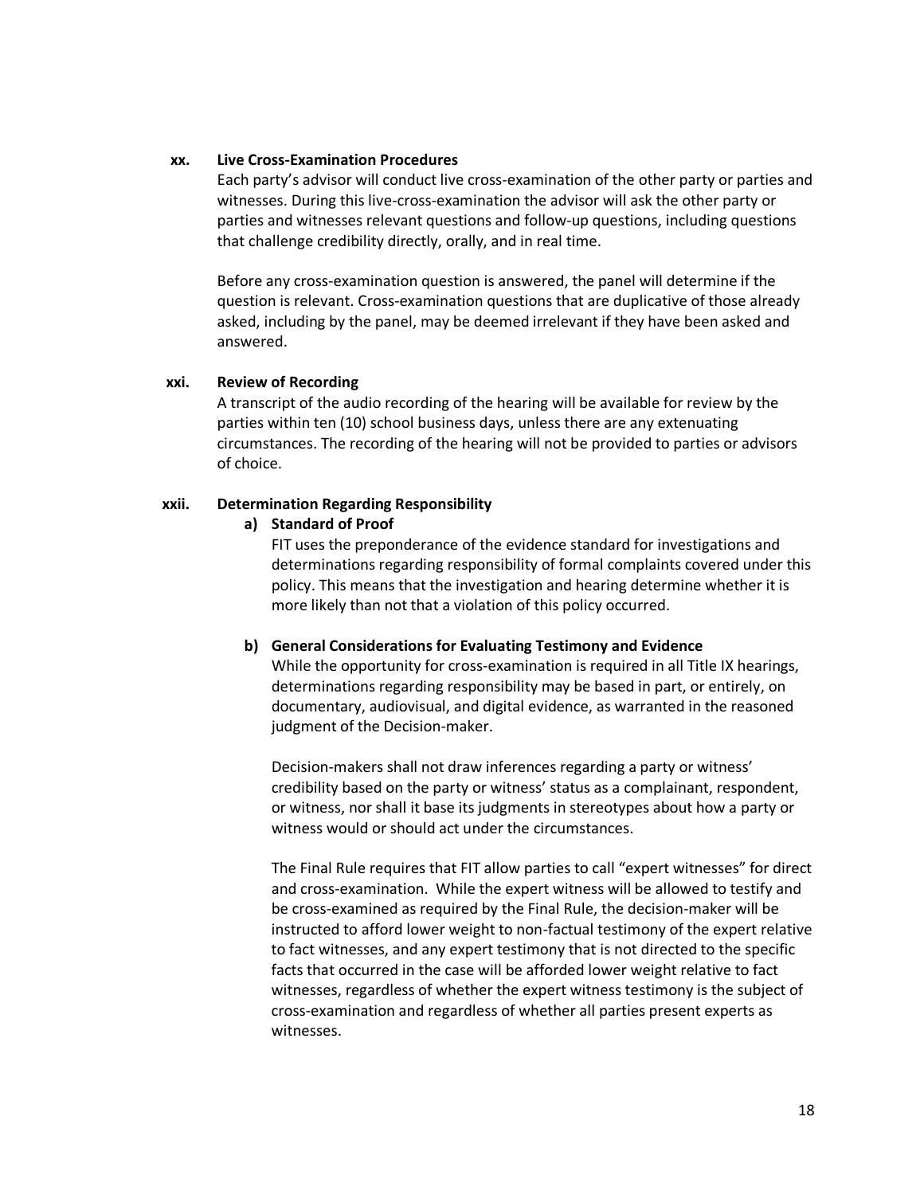**xx. Live Cross-Examination Procedures**

Each party's advisor will conduct live cross-examination of the other party or parties and witnesses. During this live-cross-examination the advisor will ask the other party or parties and witnesses relevant questions and follow-up questions, including questions that challenge credibility directly, orally, and in real time.

Before any cross-examination question is answered, the panel will determine if the question is relevant. Cross-examination questions that are duplicative of those already asked, including by the panel, may be deemed irrelevant if they have been asked and answered.

**xxi. Review of Recording**

A transcript of the audio recording of the hearing will be available for review by the parties within ten (10) school business days, unless there are any extenuating circumstances. The recording of the hearing will not be provided to parties or advisors of choice.

**xxii. Determination Regarding Responsibility**

**a) Standard of Proof**

FIT uses the preponderance of the evidence standard for investigations and determinations regarding responsibility of formal complaints covered under this policy. This means that the investigation and hearing determine whether it is more likely than not that a violation of this policy occurred.

**b) General Considerations for Evaluating Testimony and Evidence**

While the opportunity for cross-examination is required in all Title IX hearings, determinations regarding responsibility may be based in part, or entirely, on documentary, audiovisual, and digital evidence, as warranted in the reasoned judgment of the Decision-maker.

Decision-makers shall not draw inferences regarding a party or witness' credibility based on the party or witness' status as a complainant, respondent, or witness, nor shall it base its judgments in stereotypes about how a party or witness would or should act under the circumstances.

The Final Rule requires that FIT allow parties to call "expert witnesses" for direct and cross-examination. While the expert witness will be allowed to testify and be cross-examined as required by the Final Rule, the decision-maker will be instructed to afford lower weight to non-factual testimony of the expert relative to fact witnesses, and any expert testimony that is not directed to the specific facts that occurred in the case will be afforded lower weight relative to fact witnesses, regardless of whether the expert witness testimony is the subject of cross-examination and regardless of whether all parties present experts as witnesses.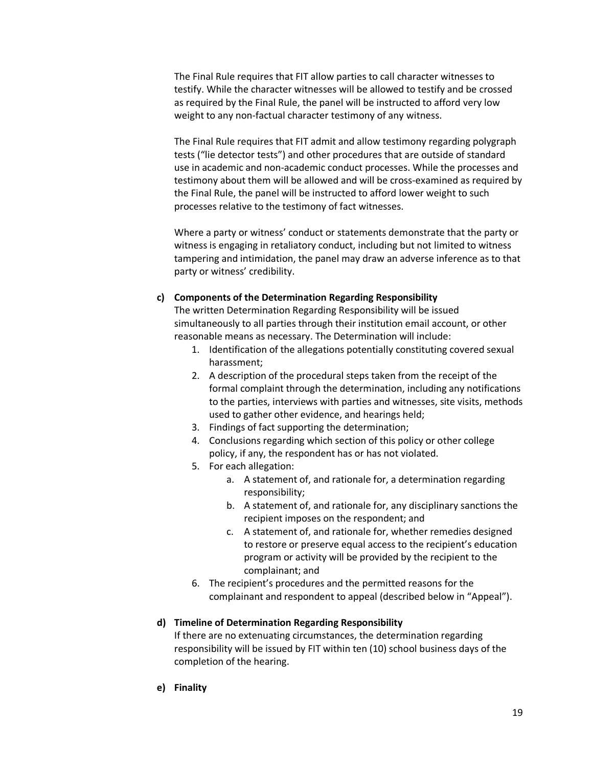The Final Rule requires that FIT allow parties to call character witnesses to testify. While the character witnesses will be allowed to testify and be crossed as required by the Final Rule, the panel will be instructed to afford very low weight to any non-factual character testimony of any witness.

The Final Rule requires that FIT admit and allow testimony regarding polygraph tests ("lie detector tests") and other procedures that are outside of standard use in academic and non-academic conduct processes. While the processes and testimony about them will be allowed and will be cross-examined as required by the Final Rule, the panel will be instructed to afford lower weight to such processes relative to the testimony of fact witnesses.

Where a party or witness' conduct or statements demonstrate that the party or witness is engaging in retaliatory conduct, including but not limited to witness tampering and intimidation, the panel may draw an adverse inference as to that party or witness' credibility.

**c) Components of the Determination Regarding Responsibility**

The written Determination Regarding Responsibility will be issued simultaneously to all parties through their institution email account, or other reasonable means as necessary. The Determination will include:

1. Identification of the allegations potentially constituting covered sexual harassment;
2. A description of the procedural steps taken from the receipt of the formal complaint through the determination, including any notifications to the parties, interviews with parties and witnesses, site visits, methods used to gather other evidence, and hearings held;
3. Findings of fact supporting the determination;
4. Conclusions regarding which section of this policy or other college policy, if any, the respondent has or has not violated.
5. For each allegation:
    a. A statement of, and rationale for, a determination regarding responsibility;
    b. A statement of, and rationale for, any disciplinary sanctions the recipient imposes on the respondent; and
    c. A statement of, and rationale for, whether remedies designed to restore or preserve equal access to the recipient's education program or activity will be provided by the recipient to the complainant; and
6. The recipient's procedures and the permitted reasons for the complainant and respondent to appeal (described below in "Appeal").

**d) Timeline of Determination Regarding Responsibility**

If there are no extenuating circumstances, the determination regarding responsibility will be issued by FIT within ten (10) school business days of the completion of the hearing.

**e) Finality**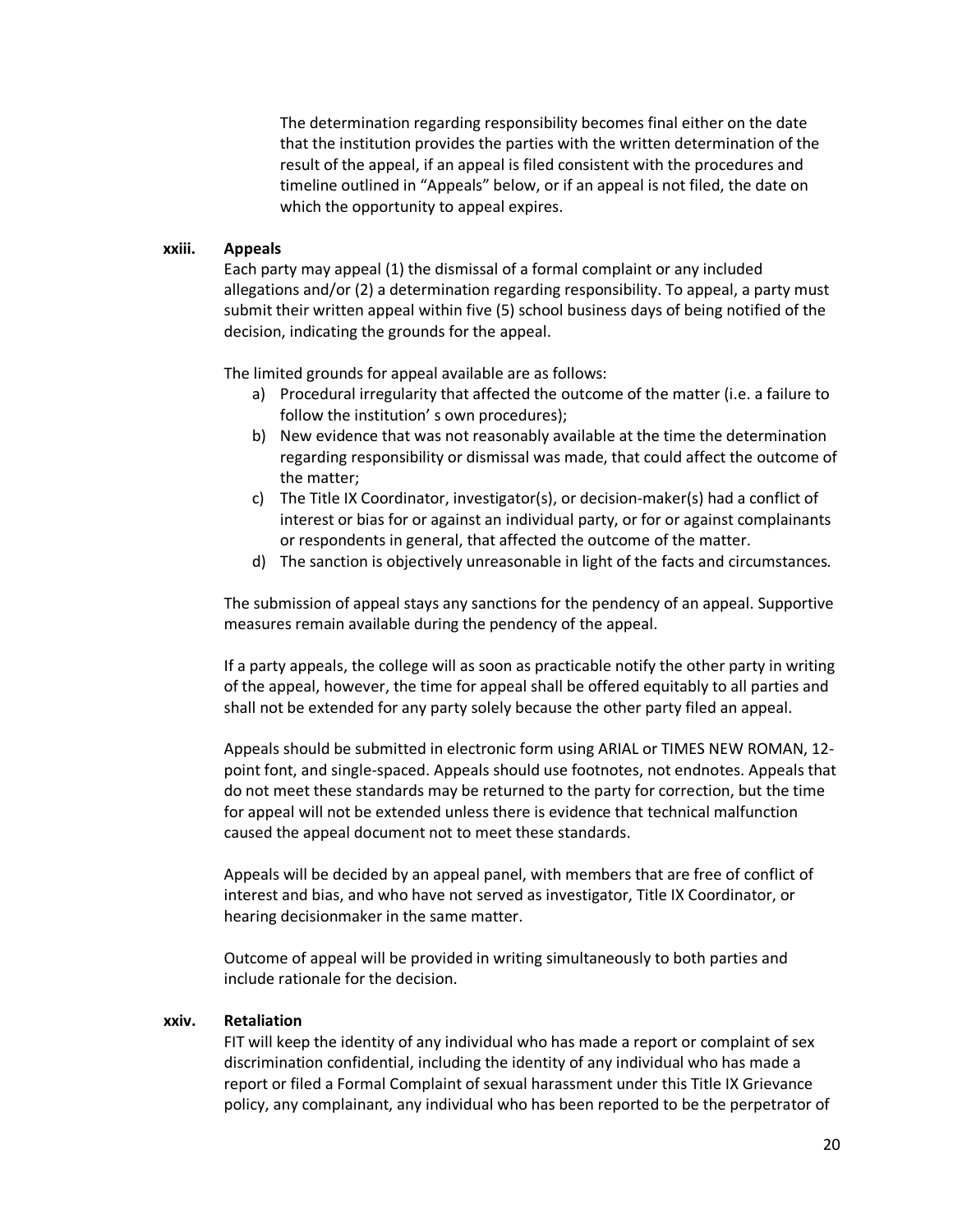The determination regarding responsibility becomes final either on the date that the institution provides the parties with the written determination of the result of the appeal, if an appeal is filed consistent with the procedures and timeline outlined in "Appeals" below, or if an appeal is not filed, the date on which the opportunity to appeal expires.

### xxiii. Appeals

Each party may appeal (1) the dismissal of a formal complaint or any included allegations and/or (2) a determination regarding responsibility. To appeal, a party must submit their written appeal within five (5) school business days of being notified of the decision, indicating the grounds for the appeal.

The limited grounds for appeal available are as follows:

a) Procedural irregularity that affected the outcome of the matter (i.e. a failure to follow the institution' s own procedures);
b) New evidence that was not reasonably available at the time the determination regarding responsibility or dismissal was made, that could affect the outcome of the matter;
c) The Title IX Coordinator, investigator(s), or decision-maker(s) had a conflict of interest or bias for or against an individual party, or for or against complainants or respondents in general, that affected the outcome of the matter.
d) The sanction is objectively unreasonable in light of the facts and circumstances.

The submission of appeal stays any sanctions for the pendency of an appeal. Supportive measures remain available during the pendency of the appeal.

If a party appeals, the college will as soon as practicable notify the other party in writing of the appeal, however, the time for appeal shall be offered equitably to all parties and shall not be extended for any party solely because the other party filed an appeal.

Appeals should be submitted in electronic form using ARIAL or TIMES NEW ROMAN, 12-point font, and single-spaced. Appeals should use footnotes, not endnotes. Appeals that do not meet these standards may be returned to the party for correction, but the time for appeal will not be extended unless there is evidence that technical malfunction caused the appeal document not to meet these standards.

Appeals will be decided by an appeal panel, with members that are free of conflict of interest and bias, and who have not served as investigator, Title IX Coordinator, or hearing decisionmaker in the same matter.

Outcome of appeal will be provided in writing simultaneously to both parties and include rationale for the decision.

### xxiv. Retaliation

FIT will keep the identity of any individual who has made a report or complaint of sex discrimination confidential, including the identity of any individual who has made a report or filed a Formal Complaint of sexual harassment under this Title IX Grievance policy, any complainant, any individual who has been reported to be the perpetrator of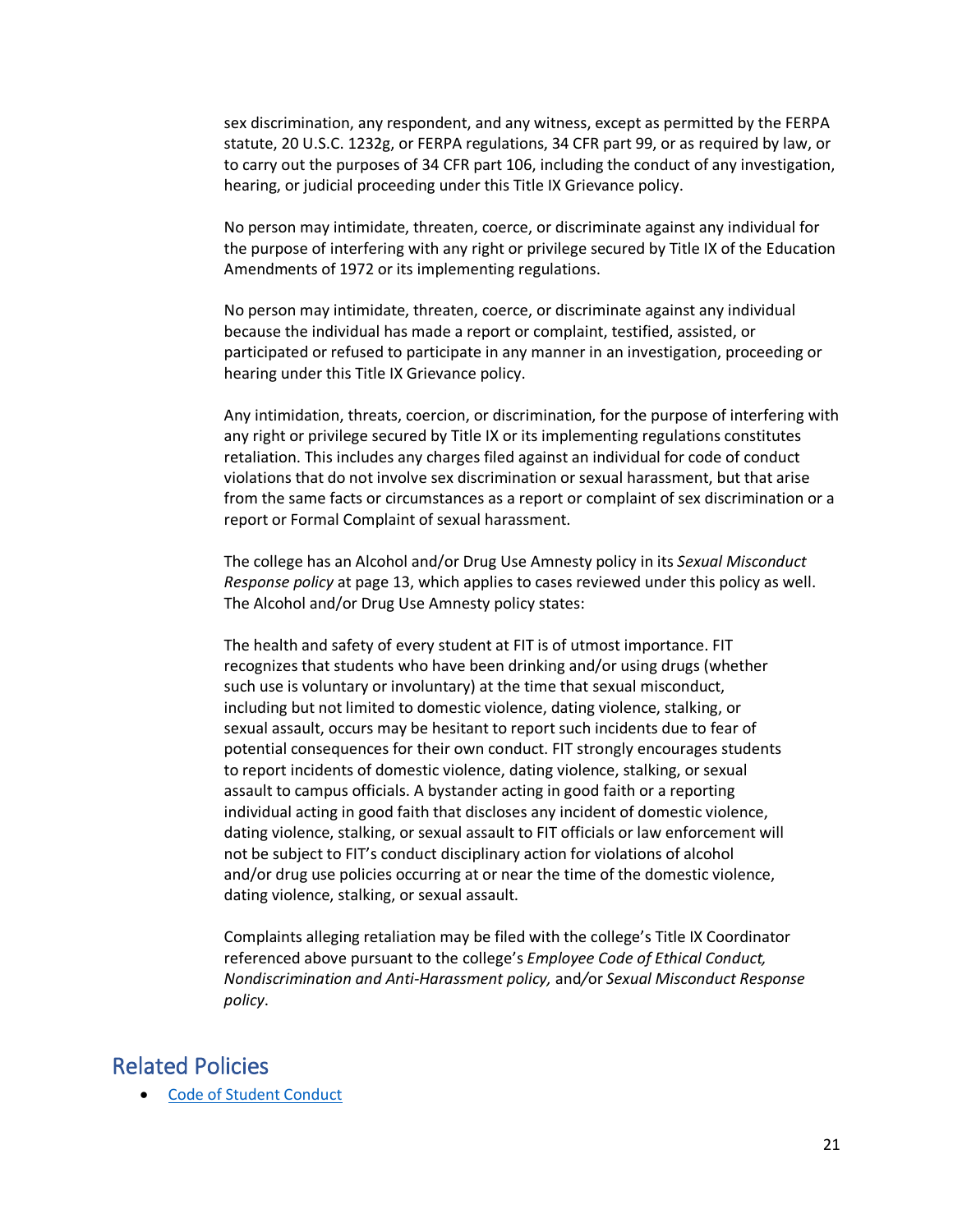sex discrimination, any respondent, and any witness, except as permitted by the FERPA statute, 20 U.S.C. 1232g, or FERPA regulations, 34 CFR part 99, or as required by law, or to carry out the purposes of 34 CFR part 106, including the conduct of any investigation, hearing, or judicial proceeding under this Title IX Grievance policy.

No person may intimidate, threaten, coerce, or discriminate against any individual for the purpose of interfering with any right or privilege secured by Title IX of the Education Amendments of 1972 or its implementing regulations.

No person may intimidate, threaten, coerce, or discriminate against any individual because the individual has made a report or complaint, testified, assisted, or participated or refused to participate in any manner in an investigation, proceeding or hearing under this Title IX Grievance policy.

Any intimidation, threats, coercion, or discrimination, for the purpose of interfering with any right or privilege secured by Title IX or its implementing regulations constitutes retaliation. This includes any charges filed against an individual for code of conduct violations that do not involve sex discrimination or sexual harassment, but that arise from the same facts or circumstances as a report or complaint of sex discrimination or a report or Formal Complaint of sexual harassment.

The college has an Alcohol and/or Drug Use Amnesty policy in its *Sexual Misconduct Response policy* at page 13, which applies to cases reviewed under this policy as well. The Alcohol and/or Drug Use Amnesty policy states:

The health and safety of every student at FIT is of utmost importance. FIT recognizes that students who have been drinking and/or using drugs (whether such use is voluntary or involuntary) at the time that sexual misconduct, including but not limited to domestic violence, dating violence, stalking, or sexual assault, occurs may be hesitant to report such incidents due to fear of potential consequences for their own conduct. FIT strongly encourages students to report incidents of domestic violence, dating violence, stalking, or sexual assault to campus officials. A bystander acting in good faith or a reporting individual acting in good faith that discloses any incident of domestic violence, dating violence, stalking, or sexual assault to FIT officials or law enforcement will not be subject to FIT's conduct disciplinary action for violations of alcohol and/or drug use policies occurring at or near the time of the domestic violence, dating violence, stalking, or sexual assault.

Complaints alleging retaliation may be filed with the college's Title IX Coordinator referenced above pursuant to the college's *Employee Code of Ethical Conduct, Nondiscrimination and Anti-Harassment policy,* and/or *Sexual Misconduct Response policy*.

## Related Policies

- Code of Student Conduct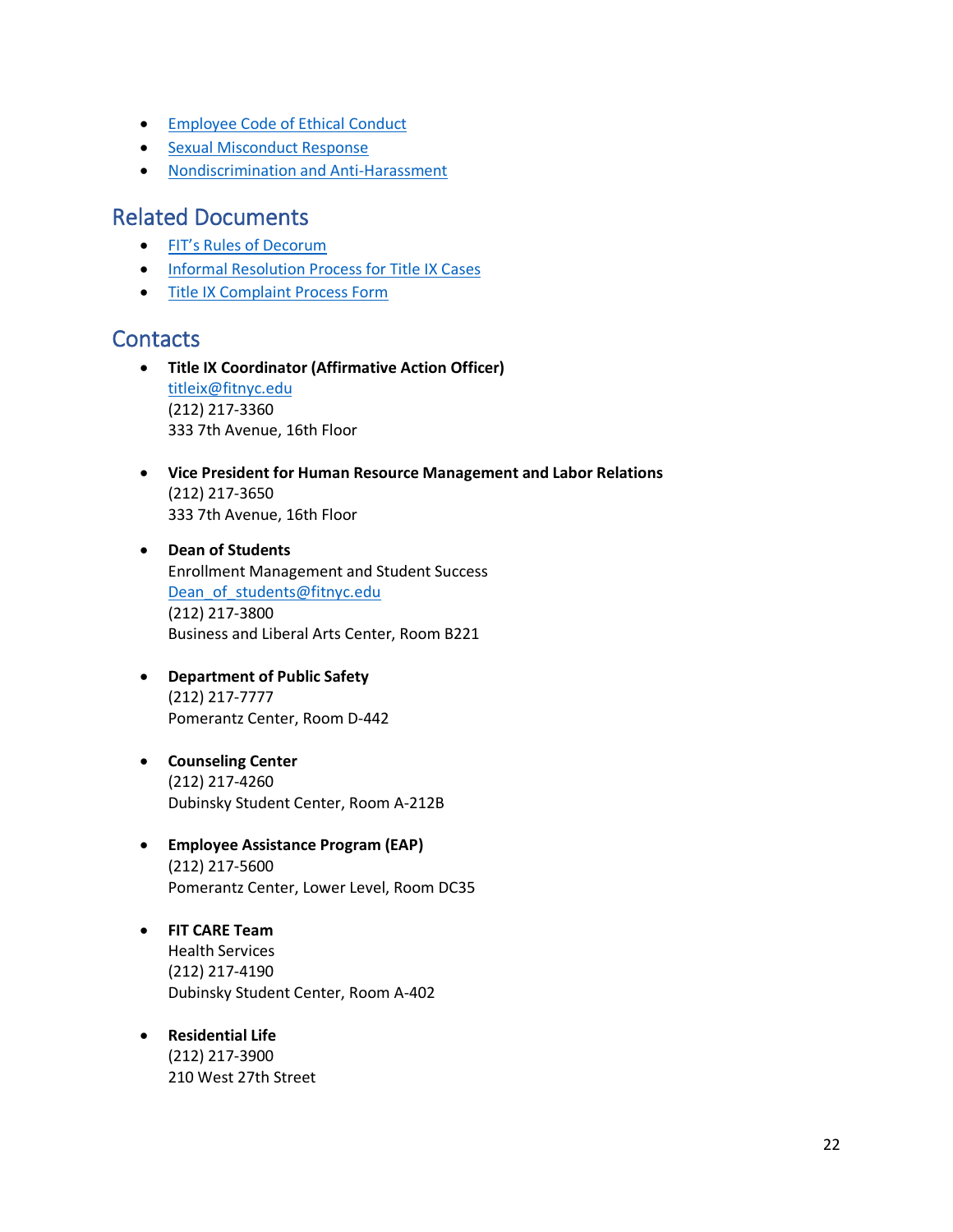- Employee Code of Ethical Conduct
- Sexual Misconduct Response
- Nondiscrimination and Anti-Harassment

## Related Documents

- FIT's Rules of Decorum
- Informal Resolution Process for Title IX Cases
- Title IX Complaint Process Form

## Contacts

- **Title IX Coordinator (Affirmative Action Officer)**
  titleix@fitnyc.edu
  (212) 217-3360
  333 7th Avenue, 16th Floor

- **Vice President for Human Resource Management and Labor Relations**
  (212) 217-3650
  333 7th Avenue, 16th Floor

- **Dean of Students**
  Enrollment Management and Student Success
  Dean_of_students@fitnyc.edu
  (212) 217-3800
  Business and Liberal Arts Center, Room B221

- **Department of Public Safety**
  (212) 217-7777
  Pomerantz Center, Room D-442

- **Counseling Center**
  (212) 217-4260
  Dubinsky Student Center, Room A-212B

- **Employee Assistance Program (EAP)**
  (212) 217-5600
  Pomerantz Center, Lower Level, Room DC35

- **FIT CARE Team**
  Health Services
  (212) 217-4190
  Dubinsky Student Center, Room A-402

- **Residential Life**
  (212) 217-3900
  210 West 27th Street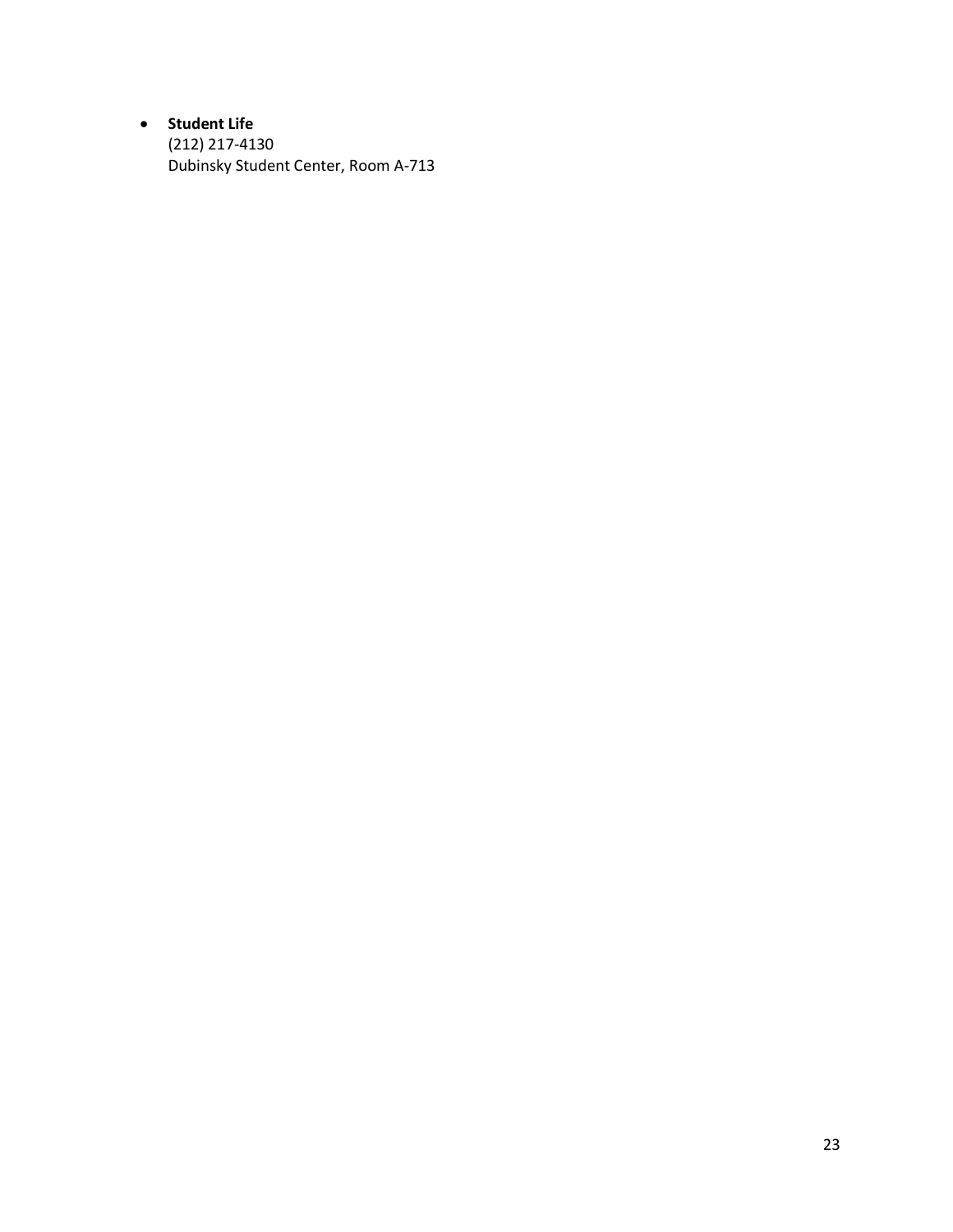- **Student Life**
  (212) 217-4130
  Dubinsky Student Center, Room A-713